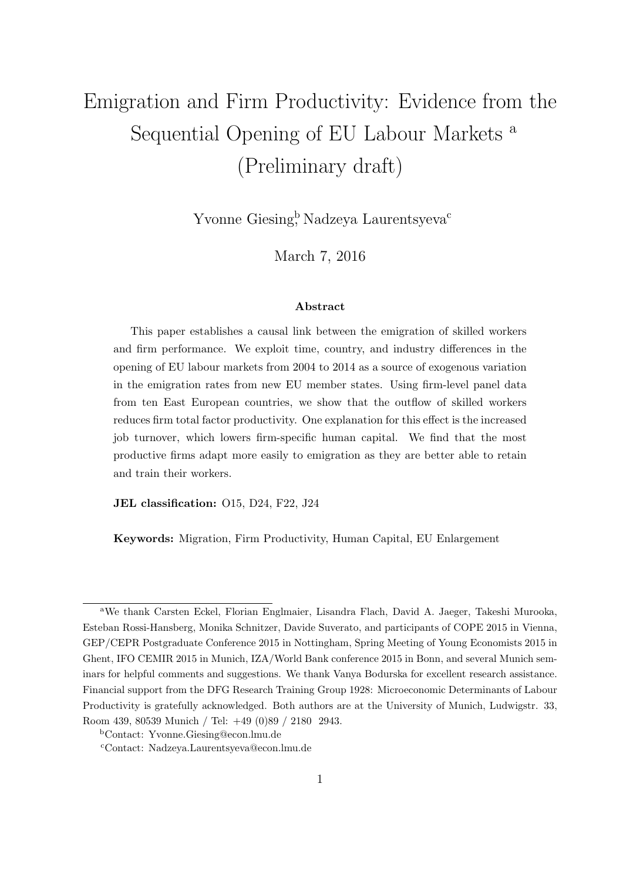# Emigration and Firm Productivity: Evidence from the Sequential Opening of EU Labour Markets [a] (Preliminary draft)

Yvonne Giesing[b], Nadzeya Laurentsyeva[c]

March 7, 2016

### Abstract

This paper establishes a causal link between the emigration of skilled workers and firm performance. We exploit time, country, and industry differences in the opening of EU labour markets from 2004 to 2014 as a source of exogenous variation in the emigration rates from new EU member states. Using firm-level panel data from ten East European countries, we show that the outflow of skilled workers reduces firm total factor productivity. One explanation for this effect is the increased job turnover, which lowers firm-specific human capital. We find that the most productive firms adapt more easily to emigration as they are better able to retain and train their workers.

**JEL classification:** O15, D24, F22, J24

**Keywords:** Migration, Firm Productivity, Human Capital, EU Enlargement

---

[a] We thank Carsten Eckel, Florian Englmaier, Lisandra Flach, David A. Jaeger, Takeshi Murooka, Esteban Rossi-Hansberg, Monika Schnitzer, Davide Suverato, and participants of COPE 2015 in Vienna, GEP/CEPR Postgraduate Conference 2015 in Nottingham, Spring Meeting of Young Economists 2015 in Ghent, IFO CEMIR 2015 in Munich, IZA/World Bank conference 2015 in Bonn, and several Munich seminars for helpful comments and suggestions. We thank Vanya Bodurska for excellent research assistance. Financial support from the DFG Research Training Group 1928: Microeconomic Determinants of Labour Productivity is gratefully acknowledged. Both authors are at the University of Munich, Ludwigstr. 33, Room 439, 80539 Munich / Tel: +49 (0)89 / 2180 2943.

[b] Contact: Yvonne.Giesing@econ.lmu.de

[c] Contact: Nadzeya.Laurentsyeva@econ.lmu.de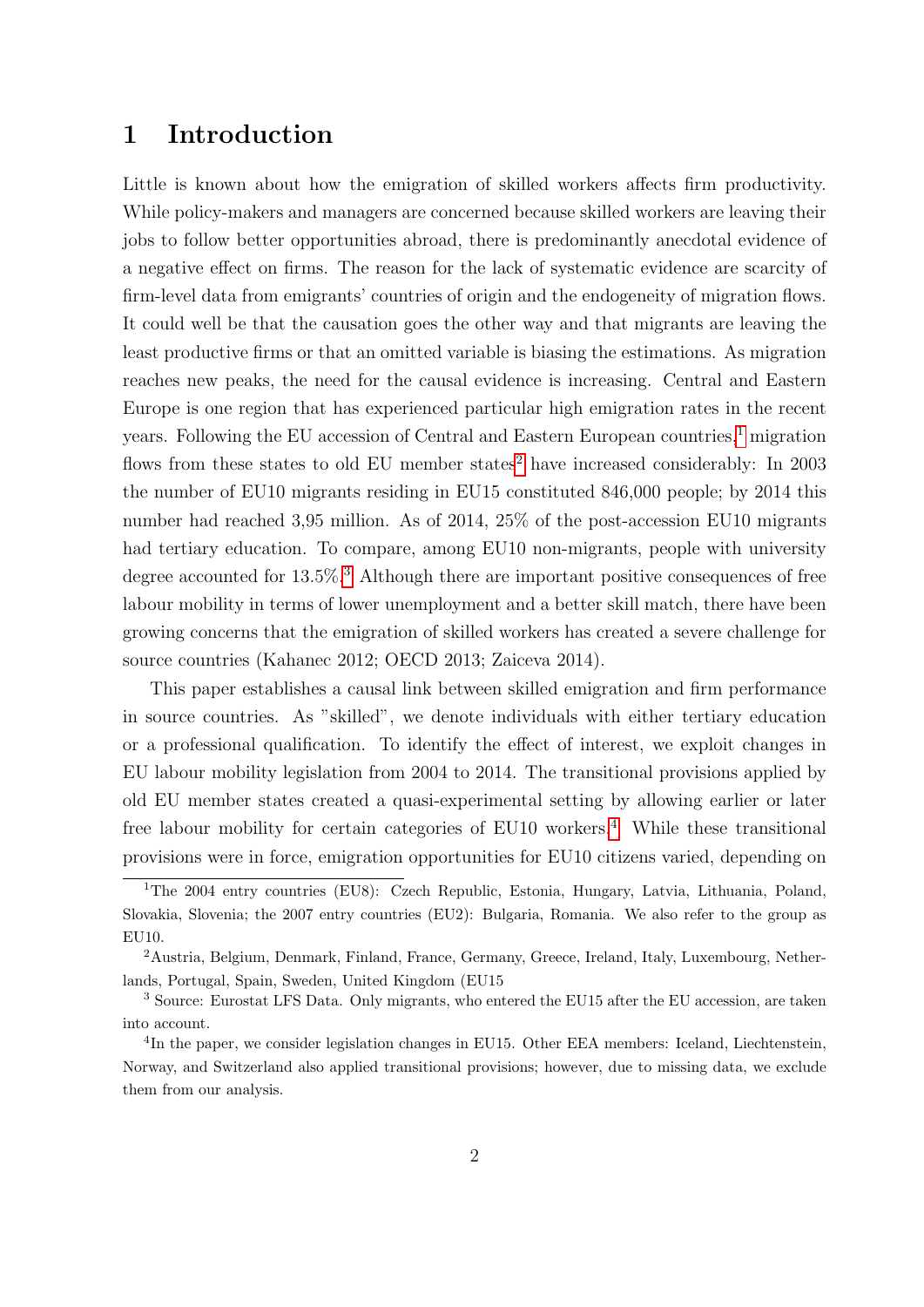# 1 Introduction

Little is known about how the emigration of skilled workers affects firm productivity. While policy-makers and managers are concerned because skilled workers are leaving their jobs to follow better opportunities abroad, there is predominantly anecdotal evidence of a negative effect on firms. The reason for the lack of systematic evidence are scarcity of firm-level data from emigrants' countries of origin and the endogeneity of migration flows. It could well be that the causation goes the other way and that migrants are leaving the least productive firms or that an omitted variable is biasing the estimations. As migration reaches new peaks, the need for the causal evidence is increasing. Central and Eastern Europe is one region that has experienced particular high emigration rates in the recent years. Following the EU accession of Central and Eastern European countries,[1] migration flows from these states to old EU member states[2] have increased considerably: In 2003 the number of EU10 migrants residing in EU15 constituted 846,000 people; by 2014 this number had reached 3,95 million. As of 2014, 25% of the post-accession EU10 migrants had tertiary education. To compare, among EU10 non-migrants, people with university degree accounted for 13.5%.[3] Although there are important positive consequences of free labour mobility in terms of lower unemployment and a better skill match, there have been growing concerns that the emigration of skilled workers has created a severe challenge for source countries (Kahanec 2012; OECD 2013; Zaiceva 2014).

This paper establishes a causal link between skilled emigration and firm performance in source countries. As "skilled", we denote individuals with either tertiary education or a professional qualification. To identify the effect of interest, we exploit changes in EU labour mobility legislation from 2004 to 2014. The transitional provisions applied by old EU member states created a quasi-experimental setting by allowing earlier or later free labour mobility for certain categories of EU10 workers.[4] While these transitional provisions were in force, emigration opportunities for EU10 citizens varied, depending on

[1] The 2004 entry countries (EU8): Czech Republic, Estonia, Hungary, Latvia, Lithuania, Poland, Slovakia, Slovenia; the 2007 entry countries (EU2): Bulgaria, Romania. We also refer to the group as EU10.

[2] Austria, Belgium, Denmark, Finland, France, Germany, Greece, Ireland, Italy, Luxembourg, Netherlands, Portugal, Spain, Sweden, United Kingdom (EU15

[3] Source: Eurostat LFS Data. Only migrants, who entered the EU15 after the EU accession, are taken into account.

[4] In the paper, we consider legislation changes in EU15. Other EEA members: Iceland, Liechtenstein, Norway, and Switzerland also applied transitional provisions; however, due to missing data, we exclude them from our analysis.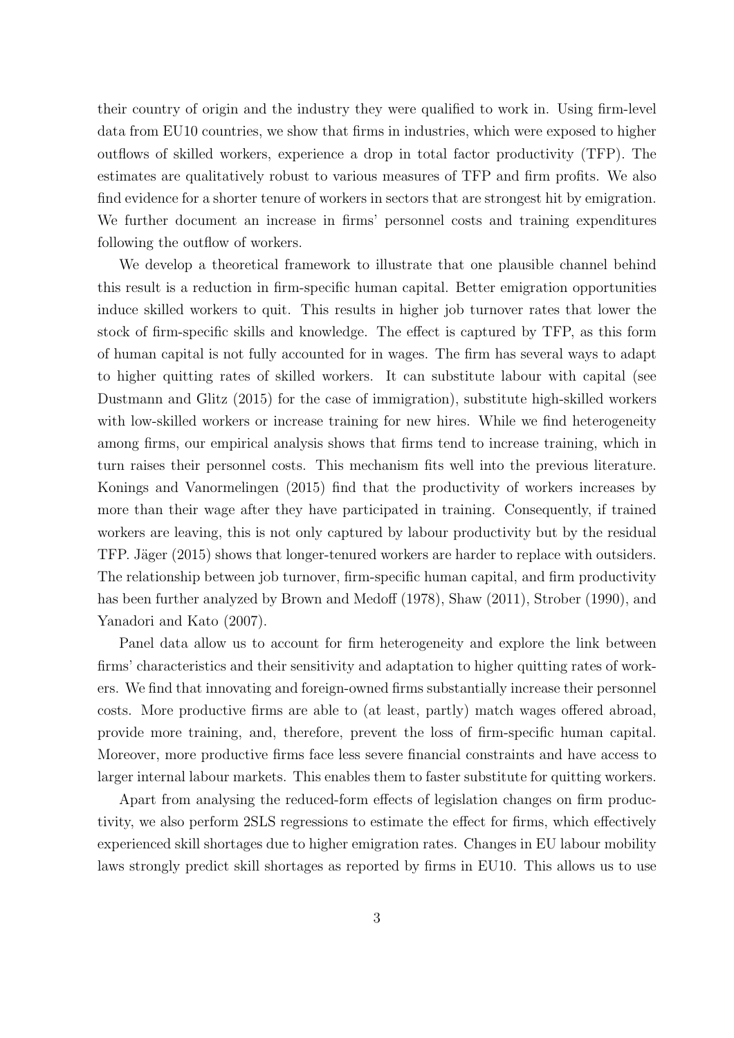their country of origin and the industry they were qualified to work in. Using firm-level data from EU10 countries, we show that firms in industries, which were exposed to higher outflows of skilled workers, experience a drop in total factor productivity (TFP). The estimates are qualitatively robust to various measures of TFP and firm profits. We also find evidence for a shorter tenure of workers in sectors that are strongest hit by emigration. We further document an increase in firms' personnel costs and training expenditures following the outflow of workers.

We develop a theoretical framework to illustrate that one plausible channel behind this result is a reduction in firm-specific human capital. Better emigration opportunities induce skilled workers to quit. This results in higher job turnover rates that lower the stock of firm-specific skills and knowledge. The effect is captured by TFP, as this form of human capital is not fully accounted for in wages. The firm has several ways to adapt to higher quitting rates of skilled workers. It can substitute labour with capital (see Dustmann and Glitz (2015) for the case of immigration), substitute high-skilled workers with low-skilled workers or increase training for new hires. While we find heterogeneity among firms, our empirical analysis shows that firms tend to increase training, which in turn raises their personnel costs. This mechanism fits well into the previous literature. Konings and Vanormelingen (2015) find that the productivity of workers increases by more than their wage after they have participated in training. Consequently, if trained workers are leaving, this is not only captured by labour productivity but by the residual TFP. Jäger (2015) shows that longer-tenured workers are harder to replace with outsiders. The relationship between job turnover, firm-specific human capital, and firm productivity has been further analyzed by Brown and Medoff (1978), Shaw (2011), Strober (1990), and Yanadori and Kato (2007).

Panel data allow us to account for firm heterogeneity and explore the link between firms' characteristics and their sensitivity and adaptation to higher quitting rates of workers. We find that innovating and foreign-owned firms substantially increase their personnel costs. More productive firms are able to (at least, partly) match wages offered abroad, provide more training, and, therefore, prevent the loss of firm-specific human capital. Moreover, more productive firms face less severe financial constraints and have access to larger internal labour markets. This enables them to faster substitute for quitting workers.

Apart from analysing the reduced-form effects of legislation changes on firm productivity, we also perform 2SLS regressions to estimate the effect for firms, which effectively experienced skill shortages due to higher emigration rates. Changes in EU labour mobility laws strongly predict skill shortages as reported by firms in EU10. This allows us to use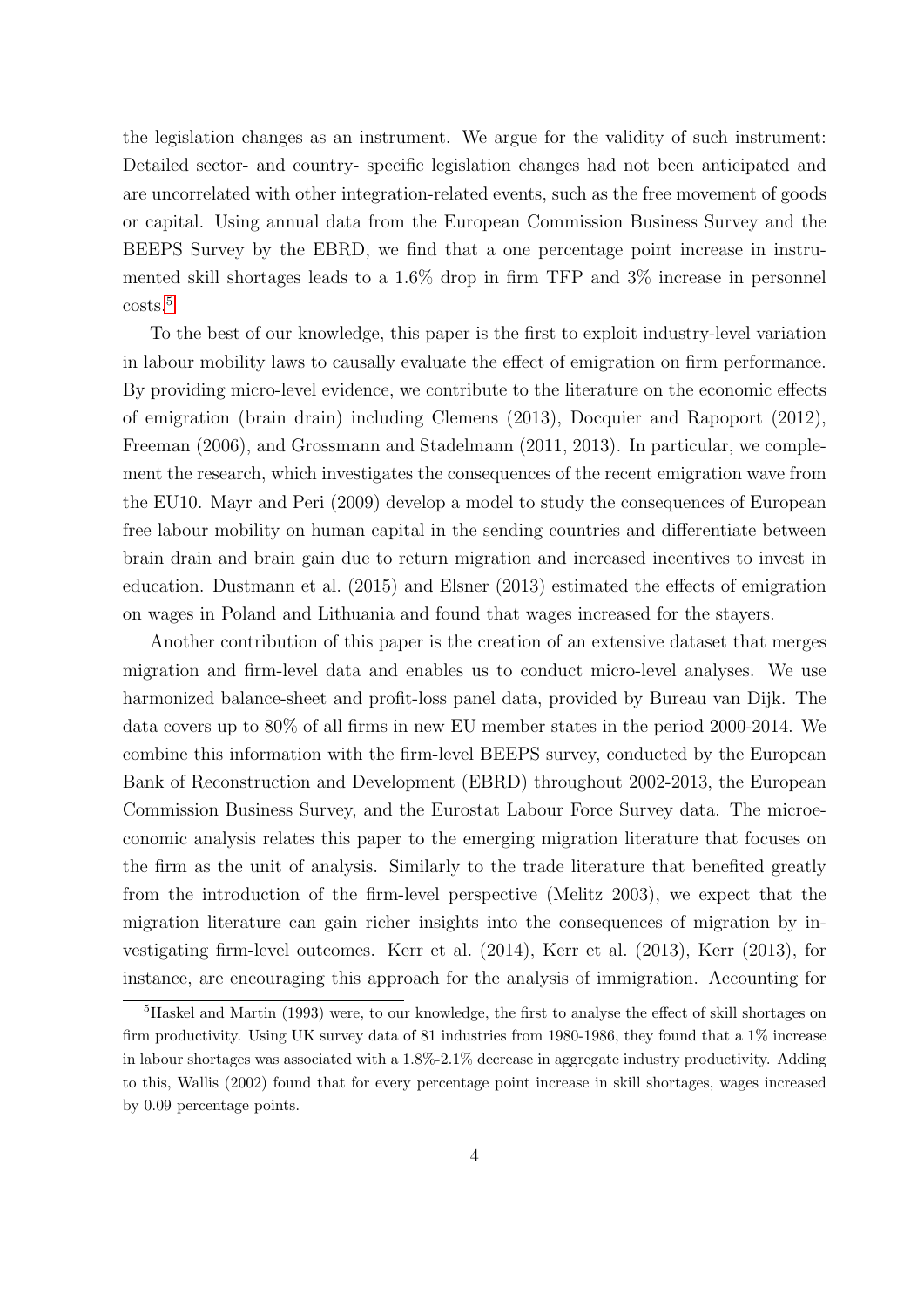the legislation changes as an instrument. We argue for the validity of such instrument: Detailed sector- and country- specific legislation changes had not been anticipated and are uncorrelated with other integration-related events, such as the free movement of goods or capital. Using annual data from the European Commission Business Survey and the BEEPS Survey by the EBRD, we find that a one percentage point increase in instrumented skill shortages leads to a 1.6% drop in firm TFP and 3% increase in personnel costs.[5]

To the best of our knowledge, this paper is the first to exploit industry-level variation in labour mobility laws to causally evaluate the effect of emigration on firm performance. By providing micro-level evidence, we contribute to the literature on the economic effects of emigration (brain drain) including Clemens (2013), Docquier and Rapoport (2012), Freeman (2006), and Grossmann and Stadelmann (2011, 2013). In particular, we complement the research, which investigates the consequences of the recent emigration wave from the EU10. Mayr and Peri (2009) develop a model to study the consequences of European free labour mobility on human capital in the sending countries and differentiate between brain drain and brain gain due to return migration and increased incentives to invest in education. Dustmann et al. (2015) and Elsner (2013) estimated the effects of emigration on wages in Poland and Lithuania and found that wages increased for the stayers.

Another contribution of this paper is the creation of an extensive dataset that merges migration and firm-level data and enables us to conduct micro-level analyses. We use harmonized balance-sheet and profit-loss panel data, provided by Bureau van Dijk. The data covers up to 80% of all firms in new EU member states in the period 2000-2014. We combine this information with the firm-level BEEPS survey, conducted by the European Bank of Reconstruction and Development (EBRD) throughout 2002-2013, the European Commission Business Survey, and the Eurostat Labour Force Survey data. The microeconomic analysis relates this paper to the emerging migration literature that focuses on the firm as the unit of analysis. Similarly to the trade literature that benefited greatly from the introduction of the firm-level perspective (Melitz 2003), we expect that the migration literature can gain richer insights into the consequences of migration by investigating firm-level outcomes. Kerr et al. (2014), Kerr et al. (2013), Kerr (2013), for instance, are encouraging this approach for the analysis of immigration. Accounting for

[5]Haskel and Martin (1993) were, to our knowledge, the first to analyse the effect of skill shortages on firm productivity. Using UK survey data of 81 industries from 1980-1986, they found that a 1% increase in labour shortages was associated with a 1.8%-2.1% decrease in aggregate industry productivity. Adding to this, Wallis (2002) found that for every percentage point increase in skill shortages, wages increased by 0.09 percentage points.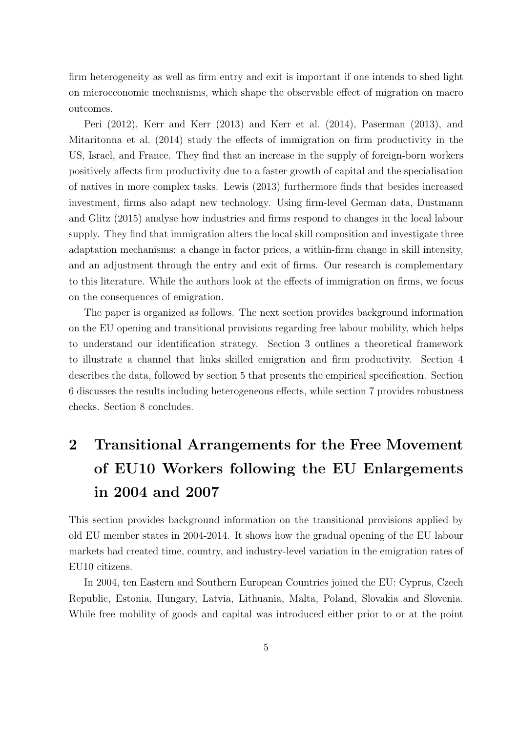firm heterogeneity as well as firm entry and exit is important if one intends to shed light on microeconomic mechanisms, which shape the observable effect of migration on macro outcomes.

Peri (2012), Kerr and Kerr (2013) and Kerr et al. (2014), Paserman (2013), and Mitaritonna et al. (2014) study the effects of immigration on firm productivity in the US, Israel, and France. They find that an increase in the supply of foreign-born workers positively affects firm productivity due to a faster growth of capital and the specialisation of natives in more complex tasks. Lewis (2013) furthermore finds that besides increased investment, firms also adapt new technology. Using firm-level German data, Dustmann and Glitz (2015) analyse how industries and firms respond to changes in the local labour supply. They find that immigration alters the local skill composition and investigate three adaptation mechanisms: a change in factor prices, a within-firm change in skill intensity, and an adjustment through the entry and exit of firms. Our research is complementary to this literature. While the authors look at the effects of immigration on firms, we focus on the consequences of emigration.

The paper is organized as follows. The next section provides background information on the EU opening and transitional provisions regarding free labour mobility, which helps to understand our identification strategy. Section 3 outlines a theoretical framework to illustrate a channel that links skilled emigration and firm productivity. Section 4 describes the data, followed by section 5 that presents the empirical specification. Section 6 discusses the results including heterogeneous effects, while section 7 provides robustness checks. Section 8 concludes.

# 2 Transitional Arrangements for the Free Movement of EU10 Workers following the EU Enlargements in 2004 and 2007

This section provides background information on the transitional provisions applied by old EU member states in 2004-2014. It shows how the gradual opening of the EU labour markets had created time, country, and industry-level variation in the emigration rates of EU10 citizens.

In 2004, ten Eastern and Southern European Countries joined the EU: Cyprus, Czech Republic, Estonia, Hungary, Latvia, Lithuania, Malta, Poland, Slovakia and Slovenia. While free mobility of goods and capital was introduced either prior to or at the point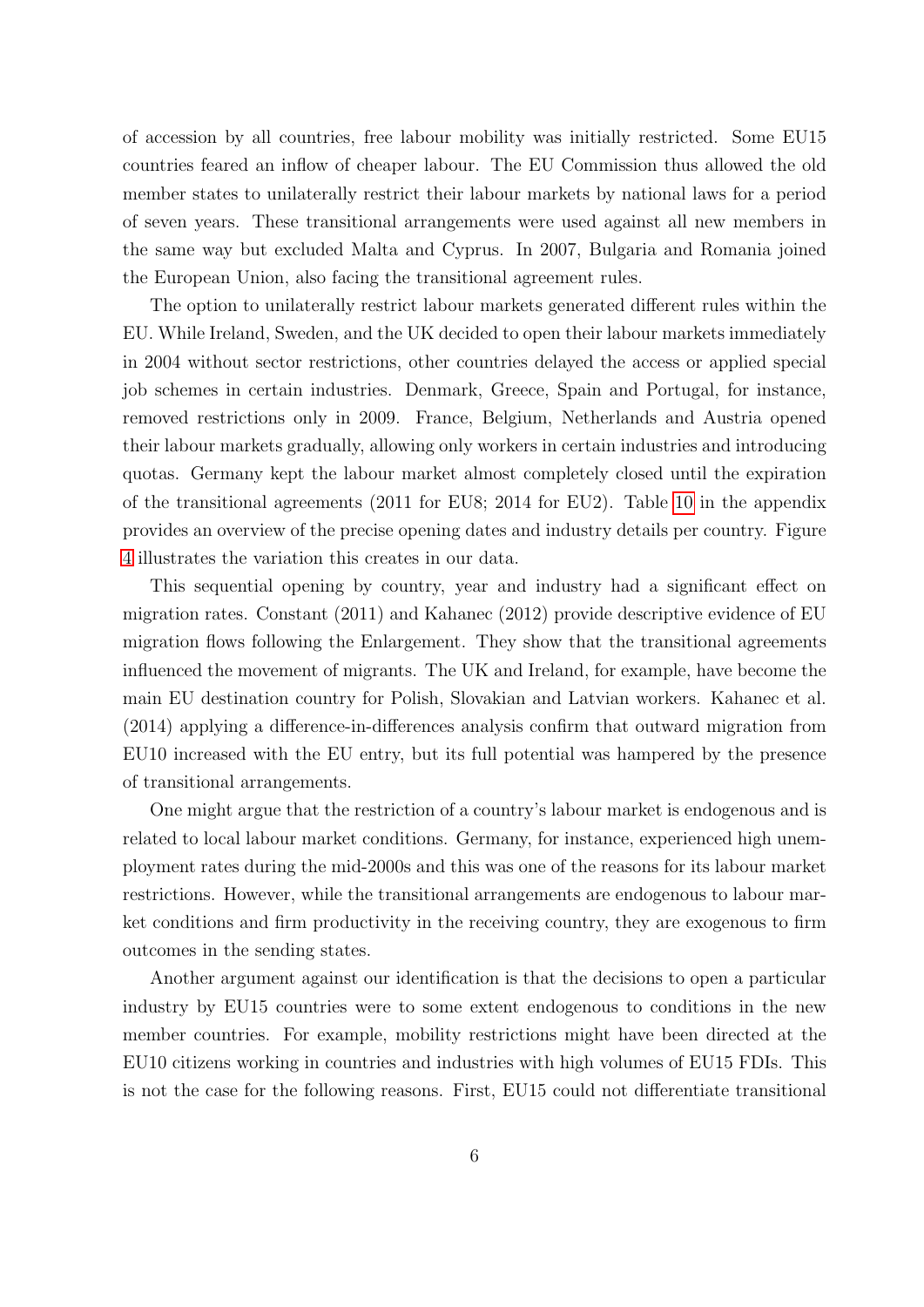of accession by all countries, free labour mobility was initially restricted. Some EU15 countries feared an inflow of cheaper labour. The EU Commission thus allowed the old member states to unilaterally restrict their labour markets by national laws for a period of seven years. These transitional arrangements were used against all new members in the same way but excluded Malta and Cyprus. In 2007, Bulgaria and Romania joined the European Union, also facing the transitional agreement rules.

The option to unilaterally restrict labour markets generated different rules within the EU. While Ireland, Sweden, and the UK decided to open their labour markets immediately in 2004 without sector restrictions, other countries delayed the access or applied special job schemes in certain industries. Denmark, Greece, Spain and Portugal, for instance, removed restrictions only in 2009. France, Belgium, Netherlands and Austria opened their labour markets gradually, allowing only workers in certain industries and introducing quotas. Germany kept the labour market almost completely closed until the expiration of the transitional agreements (2011 for EU8; 2014 for EU2). Table 10 in the appendix provides an overview of the precise opening dates and industry details per country. Figure 4 illustrates the variation this creates in our data.

This sequential opening by country, year and industry had a significant effect on migration rates. Constant (2011) and Kahanec (2012) provide descriptive evidence of EU migration flows following the Enlargement. They show that the transitional agreements influenced the movement of migrants. The UK and Ireland, for example, have become the main EU destination country for Polish, Slovakian and Latvian workers. Kahanec et al. (2014) applying a difference-in-differences analysis confirm that outward migration from EU10 increased with the EU entry, but its full potential was hampered by the presence of transitional arrangements.

One might argue that the restriction of a country's labour market is endogenous and is related to local labour market conditions. Germany, for instance, experienced high unemployment rates during the mid-2000s and this was one of the reasons for its labour market restrictions. However, while the transitional arrangements are endogenous to labour market conditions and firm productivity in the receiving country, they are exogenous to firm outcomes in the sending states.

Another argument against our identification is that the decisions to open a particular industry by EU15 countries were to some extent endogenous to conditions in the new member countries. For example, mobility restrictions might have been directed at the EU10 citizens working in countries and industries with high volumes of EU15 FDIs. This is not the case for the following reasons. First, EU15 could not differentiate transitional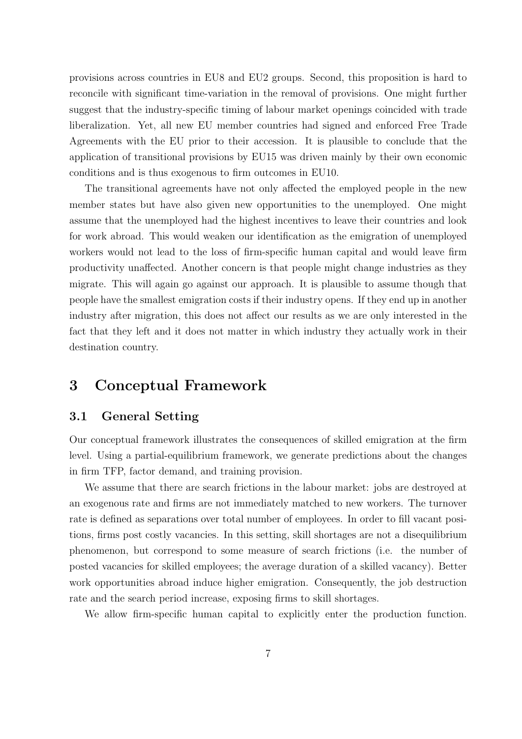provisions across countries in EU8 and EU2 groups. Second, this proposition is hard to reconcile with significant time-variation in the removal of provisions. One might further suggest that the industry-specific timing of labour market openings coincided with trade liberalization. Yet, all new EU member countries had signed and enforced Free Trade Agreements with the EU prior to their accession. It is plausible to conclude that the application of transitional provisions by EU15 was driven mainly by their own economic conditions and is thus exogenous to firm outcomes in EU10.

The transitional agreements have not only affected the employed people in the new member states but have also given new opportunities to the unemployed. One might assume that the unemployed had the highest incentives to leave their countries and look for work abroad. This would weaken our identification as the emigration of unemployed workers would not lead to the loss of firm-specific human capital and would leave firm productivity unaffected. Another concern is that people might change industries as they migrate. This will again go against our approach. It is plausible to assume though that people have the smallest emigration costs if their industry opens. If they end up in another industry after migration, this does not affect our results as we are only interested in the fact that they left and it does not matter in which industry they actually work in their destination country.

# 3 Conceptual Framework

## 3.1 General Setting

Our conceptual framework illustrates the consequences of skilled emigration at the firm level. Using a partial-equilibrium framework, we generate predictions about the changes in firm TFP, factor demand, and training provision.

We assume that there are search frictions in the labour market: jobs are destroyed at an exogenous rate and firms are not immediately matched to new workers. The turnover rate is defined as separations over total number of employees. In order to fill vacant positions, firms post costly vacancies. In this setting, skill shortages are not a disequilibrium phenomenon, but correspond to some measure of search frictions (i.e. the number of posted vacancies for skilled employees; the average duration of a skilled vacancy). Better work opportunities abroad induce higher emigration. Consequently, the job destruction rate and the search period increase, exposing firms to skill shortages.

We allow firm-specific human capital to explicitly enter the production function.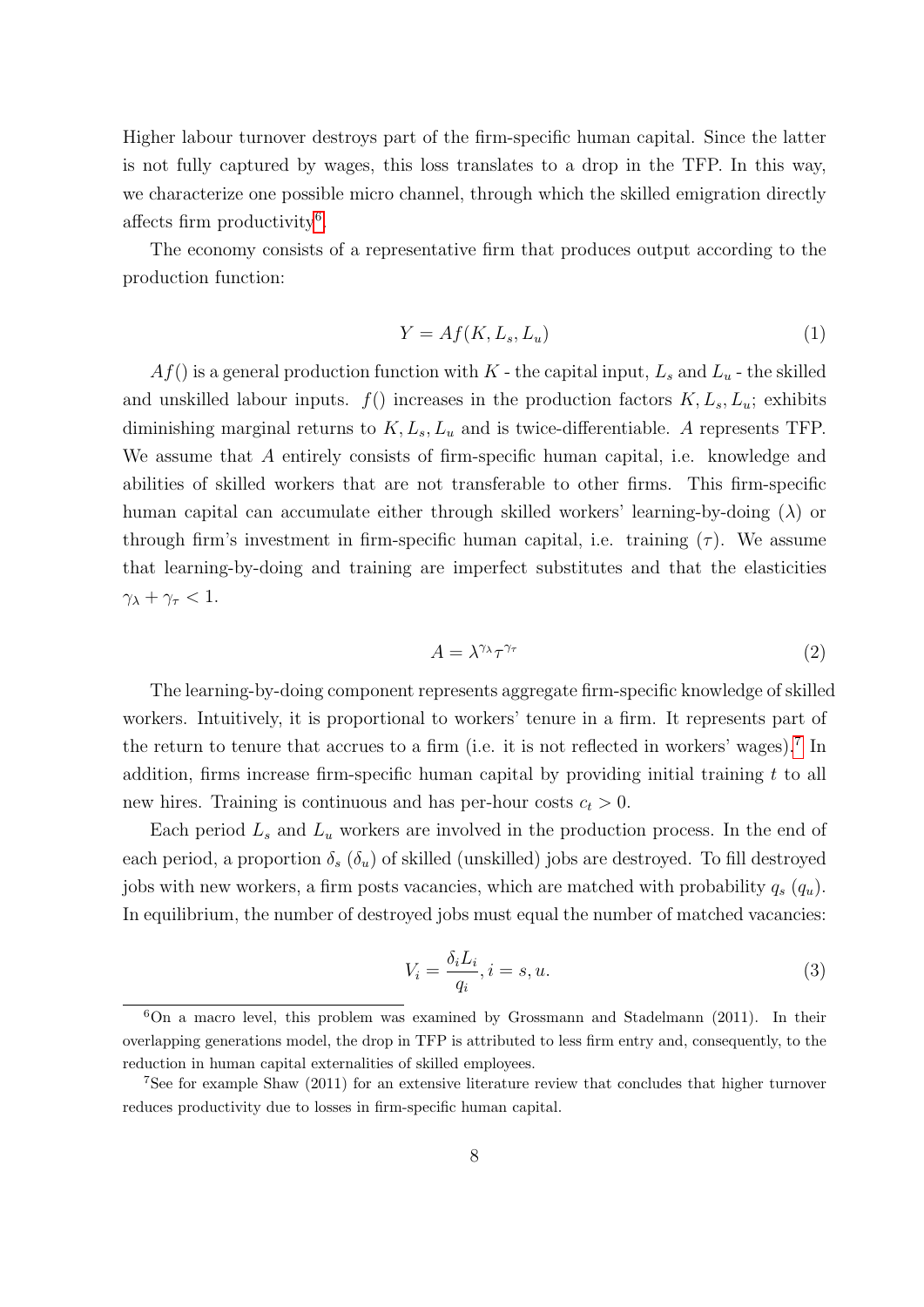Higher labour turnover destroys part of the firm-specific human capital. Since the latter is not fully captured by wages, this loss translates to a drop in the TFP. In this way, we characterize one possible micro channel, through which the skilled emigration directly affects firm productivity[6].

The economy consists of a representative firm that produces output according to the production function:

$$Y = Af(K, L_s, L_u) \tag{1}$$

$Af()$ is a general production function with $K$ - the capital input, $L_s$ and $L_u$ - the skilled and unskilled labour inputs. $f()$ increases in the production factors $K, L_s, L_u$; exhibits diminishing marginal returns to $K, L_s, L_u$ and is twice-differentiable. $A$ represents TFP. We assume that $A$ entirely consists of firm-specific human capital, i.e. knowledge and abilities of skilled workers that are not transferable to other firms. This firm-specific human capital can accumulate either through skilled workers' learning-by-doing ($\lambda$) or through firm's investment in firm-specific human capital, i.e. training ($\tau$). We assume that learning-by-doing and training are imperfect substitutes and that the elasticities $\gamma_\lambda + \gamma_\tau < 1$.

$$A = \lambda^{\gamma_\lambda} \tau^{\gamma_\tau} \tag{2}$$

The learning-by-doing component represents aggregate firm-specific knowledge of skilled workers. Intuitively, it is proportional to workers' tenure in a firm. It represents part of the return to tenure that accrues to a firm (i.e. it is not reflected in workers' wages).[7] In addition, firms increase firm-specific human capital by providing initial training $t$ to all new hires. Training is continuous and has per-hour costs $c_t > 0$.

Each period $L_s$ and $L_u$ workers are involved in the production process. In the end of each period, a proportion $\delta_s$ ($\delta_u$) of skilled (unskilled) jobs are destroyed. To fill destroyed jobs with new workers, a firm posts vacancies, which are matched with probability $q_s$ ($q_u$). In equilibrium, the number of destroyed jobs must equal the number of matched vacancies:

$$V_i = \frac{\delta_i L_i}{q_i}, i = s, u. \tag{3}$$

[6] On a macro level, this problem was examined by Grossmann and Stadelmann (2011). In their overlapping generations model, the drop in TFP is attributed to less firm entry and, consequently, to the reduction in human capital externalities of skilled employees.

[7] See for example Shaw (2011) for an extensive literature review that concludes that higher turnover reduces productivity due to losses in firm-specific human capital.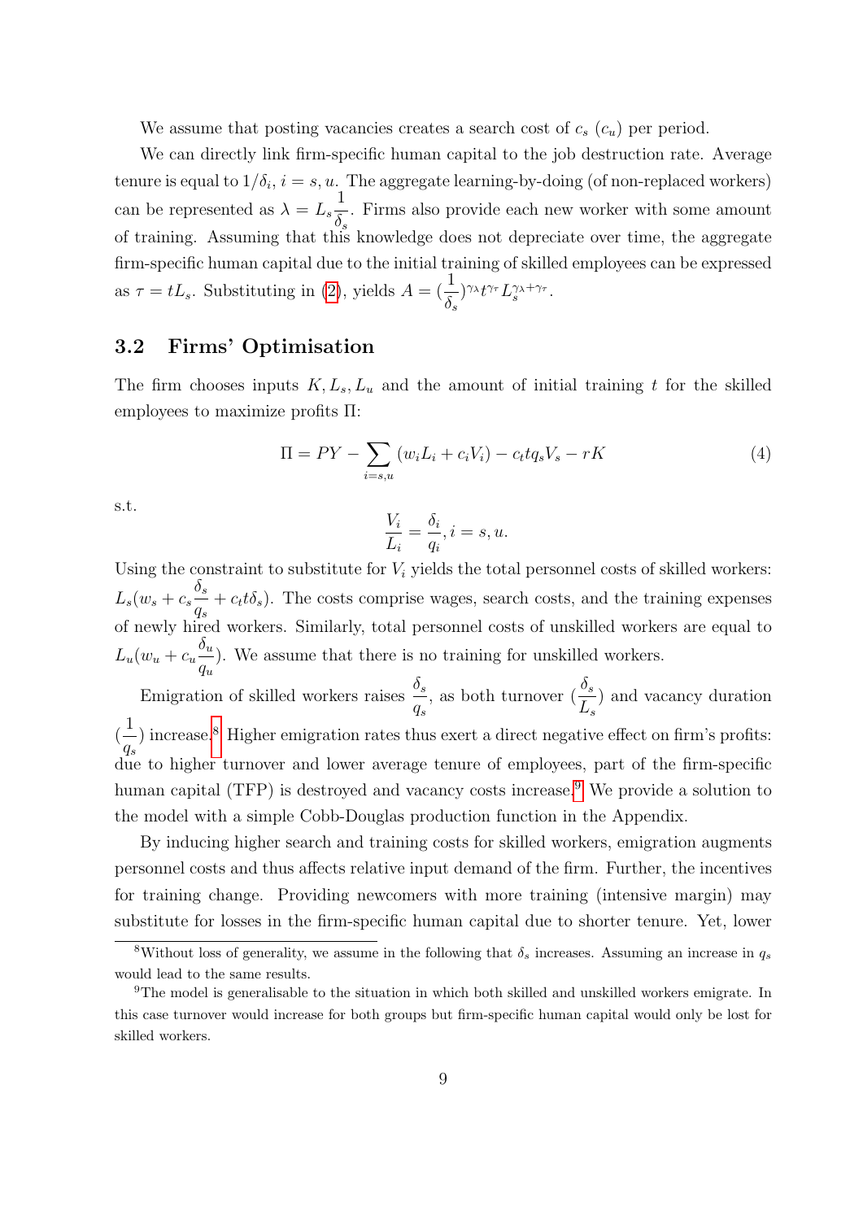We assume that posting vacancies creates a search cost of $c_s$ ($c_u$) per period.

We can directly link firm-specific human capital to the job destruction rate. Average tenure is equal to $1/\delta_i$, $i = s, u$. The aggregate learning-by-doing (of non-replaced workers) can be represented as $\lambda = L_s \frac{1}{\delta_s}$. Firms also provide each new worker with some amount of training. Assuming that this knowledge does not depreciate over time, the aggregate firm-specific human capital due to the initial training of skilled employees can be expressed as $\tau = tL_s$. Substituting in (2), yields $A = (\frac{1}{\delta_s})^{\gamma_\lambda} t^{\gamma_\tau} L_s^{\gamma_\lambda + \gamma_\tau}$.

### 3.2 Firms' Optimisation

The firm chooses inputs $K, L_s, L_u$ and the amount of initial training $t$ for the skilled employees to maximize profits $\Pi$:

$$\Pi = PY - \sum_{i=s,u} (w_i L_i + c_i V_i) - c_t t q_s V_s - rK \tag{4}$$

s.t.

$$\frac{V_i}{L_i} = \frac{\delta_i}{q_i}, i = s, u.$$

Using the constraint to substitute for $V_i$ yields the total personnel costs of skilled workers: $L_s(w_s + c_s \frac{\delta_s}{q_s} + c_t t \delta_s)$. The costs comprise wages, search costs, and the training expenses of newly hired workers. Similarly, total personnel costs of unskilled workers are equal to $L_u(w_u + c_u \frac{\delta_u}{q_u})$. We assume that there is no training for unskilled workers.

Emigration of skilled workers raises $\frac{\delta_s}{q_s}$, as both turnover ($\frac{\delta_s}{L_s}$) and vacancy duration ($\frac{1}{q_s}$) increase.[8] Higher emigration rates thus exert a direct negative effect on firm's profits: due to higher turnover and lower average tenure of employees, part of the firm-specific human capital (TFP) is destroyed and vacancy costs increase.[9] We provide a solution to the model with a simple Cobb-Douglas production function in the Appendix.

By inducing higher search and training costs for skilled workers, emigration augments personnel costs and thus affects relative input demand of the firm. Further, the incentives for training change. Providing newcomers with more training (intensive margin) may substitute for losses in the firm-specific human capital due to shorter tenure. Yet, lower

[8] Without loss of generality, we assume in the following that $\delta_s$ increases. Assuming an increase in $q_s$ would lead to the same results.

[9] The model is generalisable to the situation in which both skilled and unskilled workers emigrate. In this case turnover would increase for both groups but firm-specific human capital would only be lost for skilled workers.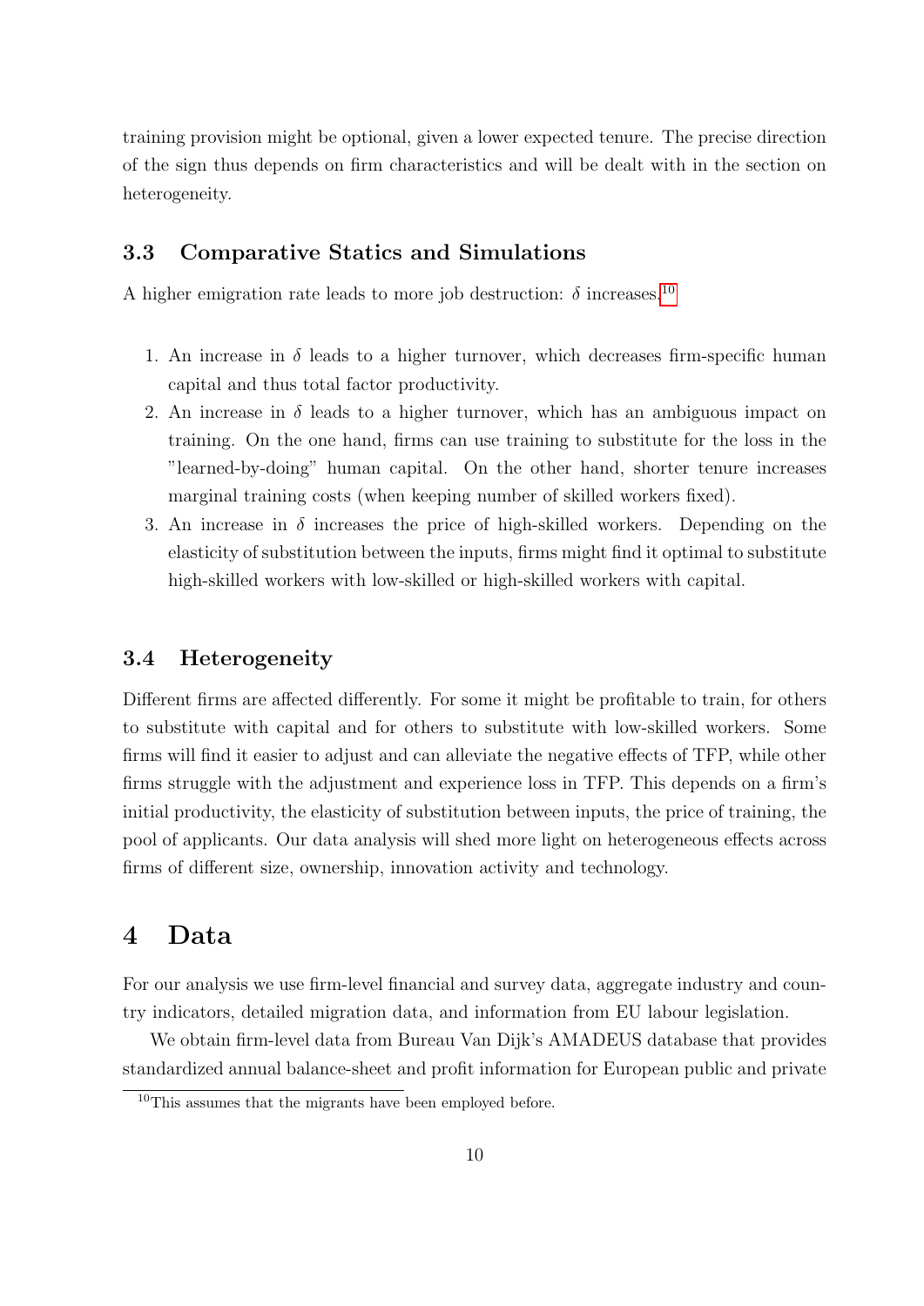training provision might be optional, given a lower expected tenure. The precise direction of the sign thus depends on firm characteristics and will be dealt with in the section on heterogeneity.

### 3.3 Comparative Statics and Simulations

A higher emigration rate leads to more job destruction: $\delta$ increases.[10]

1. An increase in $\delta$ leads to a higher turnover, which decreases firm-specific human capital and thus total factor productivity.
2. An increase in $\delta$ leads to a higher turnover, which has an ambiguous impact on training. On the one hand, firms can use training to substitute for the loss in the "learned-by-doing" human capital. On the other hand, shorter tenure increases marginal training costs (when keeping number of skilled workers fixed).
3. An increase in $\delta$ increases the price of high-skilled workers. Depending on the elasticity of substitution between the inputs, firms might find it optimal to substitute high-skilled workers with low-skilled or high-skilled workers with capital.

### 3.4 Heterogeneity

Different firms are affected differently. For some it might be profitable to train, for others to substitute with capital and for others to substitute with low-skilled workers. Some firms will find it easier to adjust and can alleviate the negative effects of TFP, while other firms struggle with the adjustment and experience loss in TFP. This depends on a firm's initial productivity, the elasticity of substitution between inputs, the price of training, the pool of applicants. Our data analysis will shed more light on heterogeneous effects across firms of different size, ownership, innovation activity and technology.

## 4 Data

For our analysis we use firm-level financial and survey data, aggregate industry and country indicators, detailed migration data, and information from EU labour legislation.

We obtain firm-level data from Bureau Van Dijk's AMADEUS database that provides standardized annual balance-sheet and profit information for European public and private

[10] This assumes that the migrants have been employed before.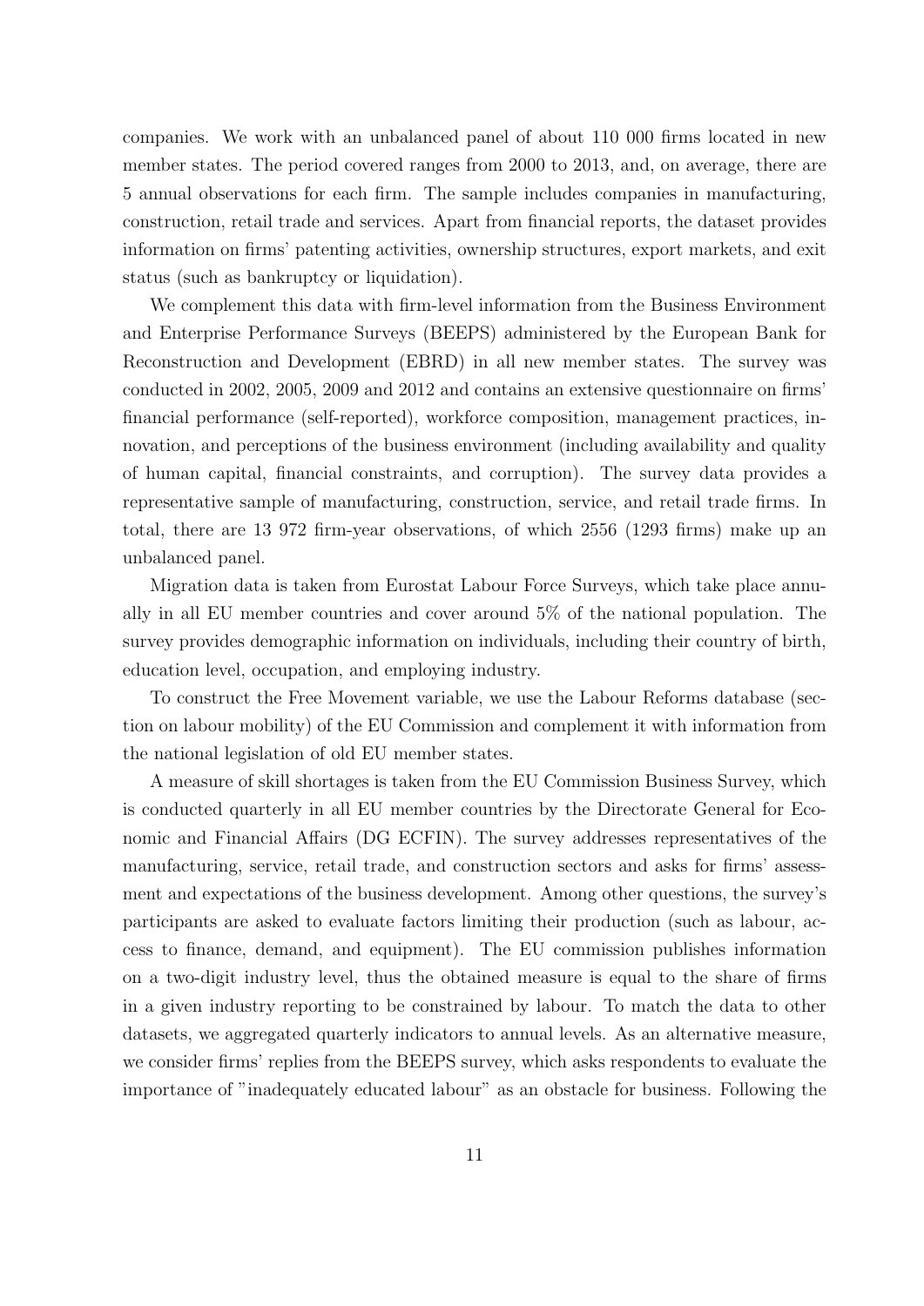companies. We work with an unbalanced panel of about 110 000 firms located in new member states. The period covered ranges from 2000 to 2013, and, on average, there are 5 annual observations for each firm. The sample includes companies in manufacturing, construction, retail trade and services. Apart from financial reports, the dataset provides information on firms' patenting activities, ownership structures, export markets, and exit status (such as bankruptcy or liquidation).

We complement this data with firm-level information from the Business Environment and Enterprise Performance Surveys (BEEPS) administered by the European Bank for Reconstruction and Development (EBRD) in all new member states. The survey was conducted in 2002, 2005, 2009 and 2012 and contains an extensive questionnaire on firms' financial performance (self-reported), workforce composition, management practices, innovation, and perceptions of the business environment (including availability and quality of human capital, financial constraints, and corruption). The survey data provides a representative sample of manufacturing, construction, service, and retail trade firms. In total, there are 13 972 firm-year observations, of which 2556 (1293 firms) make up an unbalanced panel.

Migration data is taken from Eurostat Labour Force Surveys, which take place annually in all EU member countries and cover around 5% of the national population. The survey provides demographic information on individuals, including their country of birth, education level, occupation, and employing industry.

To construct the Free Movement variable, we use the Labour Reforms database (section on labour mobility) of the EU Commission and complement it with information from the national legislation of old EU member states.

A measure of skill shortages is taken from the EU Commission Business Survey, which is conducted quarterly in all EU member countries by the Directorate General for Economic and Financial Affairs (DG ECFIN). The survey addresses representatives of the manufacturing, service, retail trade, and construction sectors and asks for firms' assessment and expectations of the business development. Among other questions, the survey's participants are asked to evaluate factors limiting their production (such as labour, access to finance, demand, and equipment). The EU commission publishes information on a two-digit industry level, thus the obtained measure is equal to the share of firms in a given industry reporting to be constrained by labour. To match the data to other datasets, we aggregated quarterly indicators to annual levels. As an alternative measure, we consider firms' replies from the BEEPS survey, which asks respondents to evaluate the importance of "inadequately educated labour" as an obstacle for business. Following the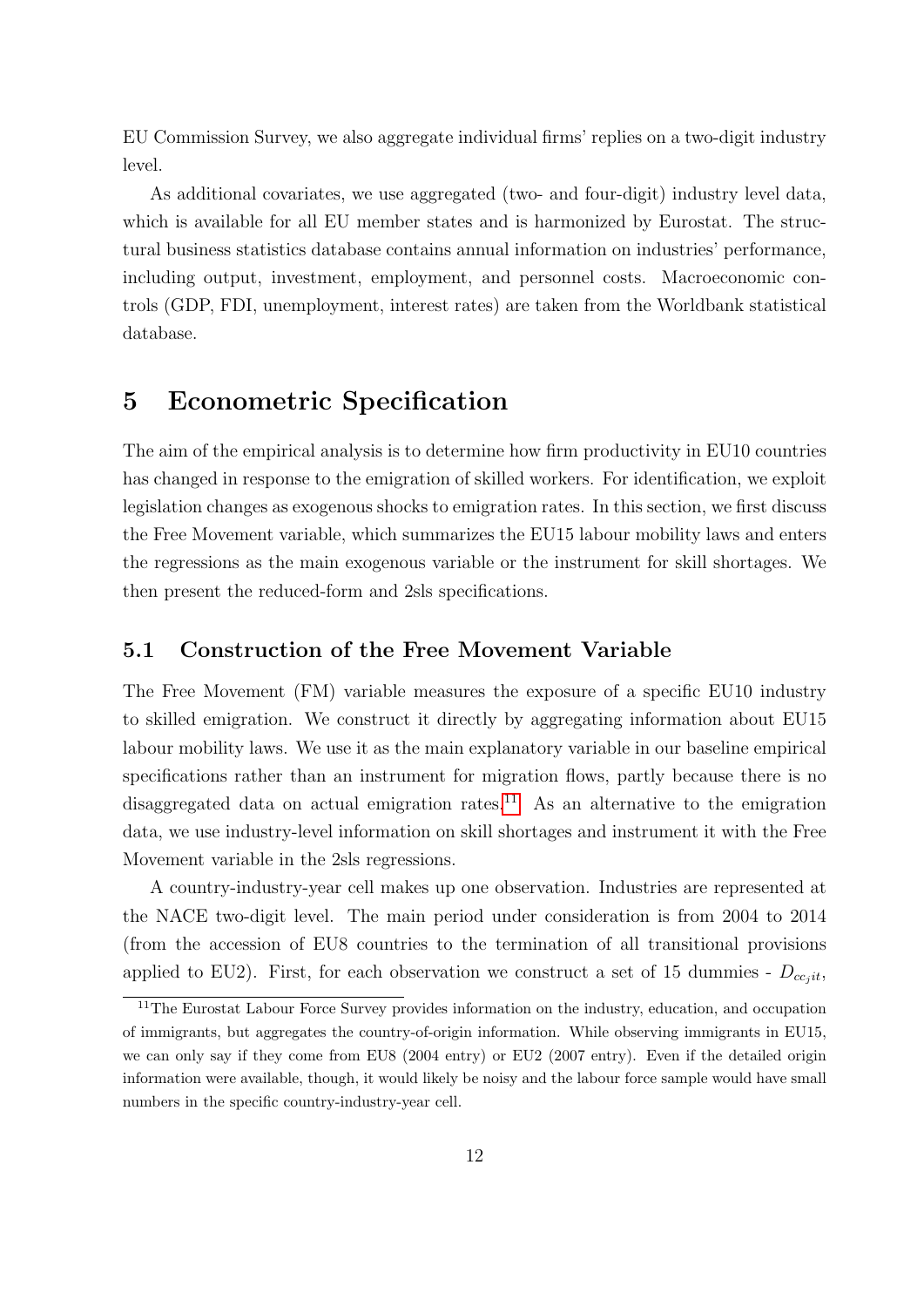EU Commission Survey, we also aggregate individual firms' replies on a two-digit industry level.

As additional covariates, we use aggregated (two- and four-digit) industry level data, which is available for all EU member states and is harmonized by Eurostat. The structural business statistics database contains annual information on industries' performance, including output, investment, employment, and personnel costs. Macroeconomic controls (GDP, FDI, unemployment, interest rates) are taken from the Worldbank statistical database.

# 5 Econometric Specification

The aim of the empirical analysis is to determine how firm productivity in EU10 countries has changed in response to the emigration of skilled workers. For identification, we exploit legislation changes as exogenous shocks to emigration rates. In this section, we first discuss the Free Movement variable, which summarizes the EU15 labour mobility laws and enters the regressions as the main exogenous variable or the instrument for skill shortages. We then present the reduced-form and 2sls specifications.

## 5.1 Construction of the Free Movement Variable

The Free Movement (FM) variable measures the exposure of a specific EU10 industry to skilled emigration. We construct it directly by aggregating information about EU15 labour mobility laws. We use it as the main explanatory variable in our baseline empirical specifications rather than an instrument for migration flows, partly because there is no disaggregated data on actual emigration rates.[11] As an alternative to the emigration data, we use industry-level information on skill shortages and instrument it with the Free Movement variable in the 2sls regressions.

A country-industry-year cell makes up one observation. Industries are represented at the NACE two-digit level. The main period under consideration is from 2004 to 2014 (from the accession of EU8 countries to the termination of all transitional provisions applied to EU2). First, for each observation we construct a set of 15 dummies - $D_{cc_jit}$,

[11] The Eurostat Labour Force Survey provides information on the industry, education, and occupation of immigrants, but aggregates the country-of-origin information. While observing immigrants in EU15, we can only say if they come from EU8 (2004 entry) or EU2 (2007 entry). Even if the detailed origin information were available, though, it would likely be noisy and the labour force sample would have small numbers in the specific country-industry-year cell.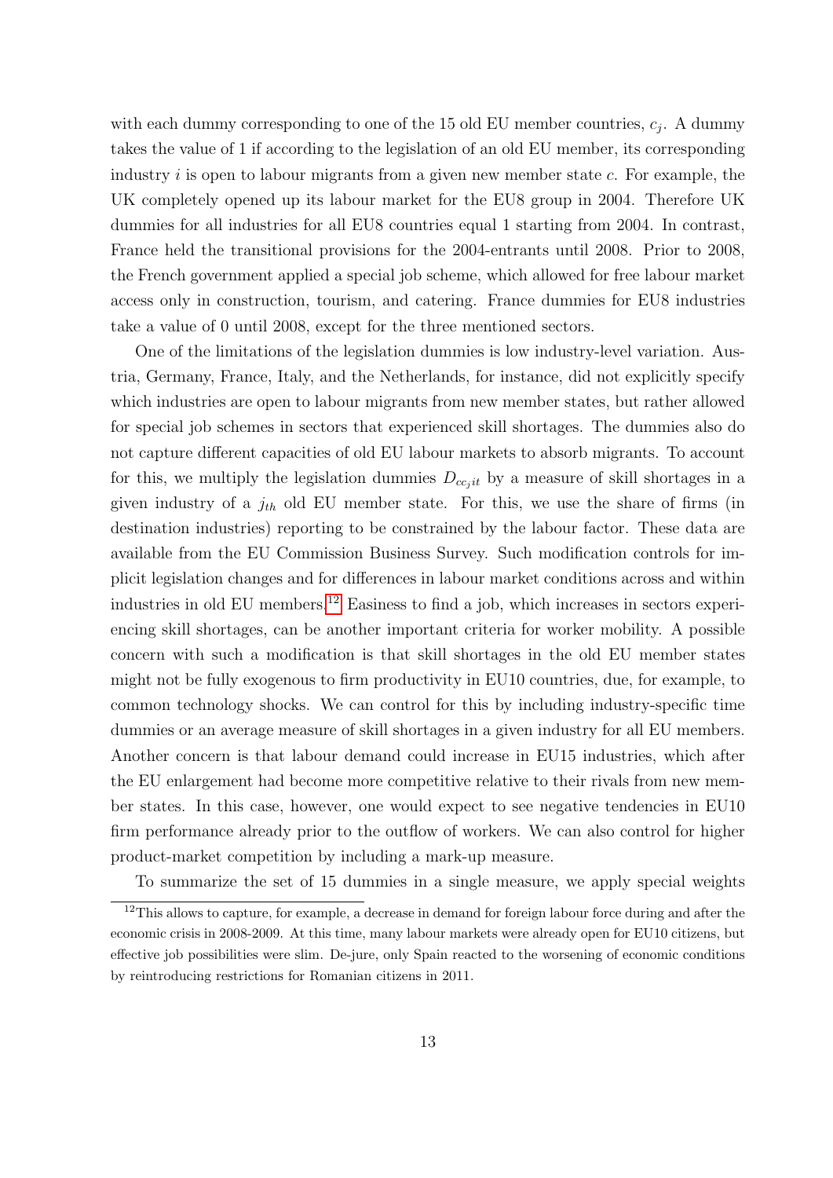with each dummy corresponding to one of the 15 old EU member countries, $c_j$. A dummy takes the value of 1 if according to the legislation of an old EU member, its corresponding industry $i$ is open to labour migrants from a given new member state $c$. For example, the UK completely opened up its labour market for the EU8 group in 2004. Therefore UK dummies for all industries for all EU8 countries equal 1 starting from 2004. In contrast, France held the transitional provisions for the 2004-entrants until 2008. Prior to 2008, the French government applied a special job scheme, which allowed for free labour market access only in construction, tourism, and catering. France dummies for EU8 industries take a value of 0 until 2008, except for the three mentioned sectors.

One of the limitations of the legislation dummies is low industry-level variation. Austria, Germany, France, Italy, and the Netherlands, for instance, did not explicitly specify which industries are open to labour migrants from new member states, but rather allowed for special job schemes in sectors that experienced skill shortages. The dummies also do not capture different capacities of old EU labour markets to absorb migrants. To account for this, we multiply the legislation dummies $D_{cc_jit}$ by a measure of skill shortages in a given industry of a $j_{th}$ old EU member state. For this, we use the share of firms (in destination industries) reporting to be constrained by the labour factor. These data are available from the EU Commission Business Survey. Such modification controls for implicit legislation changes and for differences in labour market conditions across and within industries in old EU members.[12] Easiness to find a job, which increases in sectors experiencing skill shortages, can be another important criteria for worker mobility. A possible concern with such a modification is that skill shortages in the old EU member states might not be fully exogenous to firm productivity in EU10 countries, due, for example, to common technology shocks. We can control for this by including industry-specific time dummies or an average measure of skill shortages in a given industry for all EU members. Another concern is that labour demand could increase in EU15 industries, which after the EU enlargement had become more competitive relative to their rivals from new member states. In this case, however, one would expect to see negative tendencies in EU10 firm performance already prior to the outflow of workers. We can also control for higher product-market competition by including a mark-up measure.

To summarize the set of 15 dummies in a single measure, we apply special weights

[12] This allows to capture, for example, a decrease in demand for foreign labour force during and after the economic crisis in 2008-2009. At this time, many labour markets were already open for EU10 citizens, but effective job possibilities were slim. De-jure, only Spain reacted to the worsening of economic conditions by reintroducing restrictions for Romanian citizens in 2011.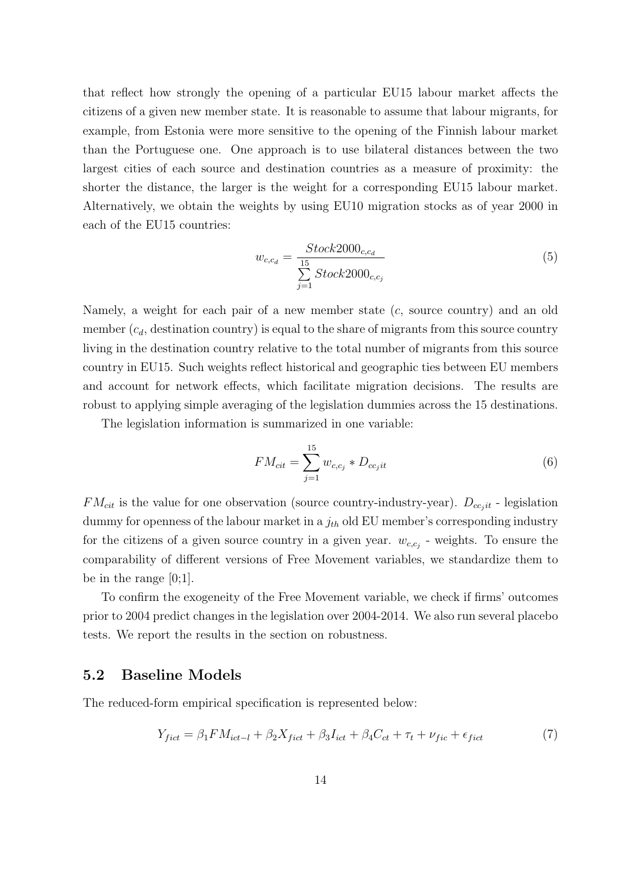that reflect how strongly the opening of a particular EU15 labour market affects the citizens of a given new member state. It is reasonable to assume that labour migrants, for example, from Estonia were more sensitive to the opening of the Finnish labour market than the Portuguese one. One approach is to use bilateral distances between the two largest cities of each source and destination countries as a measure of proximity: the shorter the distance, the larger is the weight for a corresponding EU15 labour market. Alternatively, we obtain the weights by using EU10 migration stocks as of year 2000 in each of the EU15 countries:

$$w_{c,c_d} = \frac{Stock2000_{c,c_d}}{\sum_{j=1}^{15} Stock2000_{c,c_j}} \tag{5}$$

Namely, a weight for each pair of a new member state ($c$, source country) and an old member ($c_d$, destination country) is equal to the share of migrants from this source country living in the destination country relative to the total number of migrants from this source country in EU15. Such weights reflect historical and geographic ties between EU members and account for network effects, which facilitate migration decisions. The results are robust to applying simple averaging of the legislation dummies across the 15 destinations.

The legislation information is summarized in one variable:

$$FM_{cit} = \sum_{j=1}^{15} w_{c,c_j} * D_{cc_jit} \tag{6}$$

$FM_{cit}$ is the value for one observation (source country-industry-year). $D_{cc_jit}$ - legislation dummy for openness of the labour market in a $j_{th}$ old EU member's corresponding industry for the citizens of a given source country in a given year. $w_{c,c_j}$ - weights. To ensure the comparability of different versions of Free Movement variables, we standardize them to be in the range [0;1].

To confirm the exogeneity of the Free Movement variable, we check if firms' outcomes prior to 2004 predict changes in the legislation over 2004-2014. We also run several placebo tests. We report the results in the section on robustness.

## 5.2 Baseline Models

The reduced-form empirical specification is represented below:

$$Y_{fict} = \beta_1 FM_{ict-l} + \beta_2 X_{fict} + \beta_3 I_{ict} + \beta_4 C_{ct} + \tau_t + \nu_{fic} + \epsilon_{fict} \tag{7}$$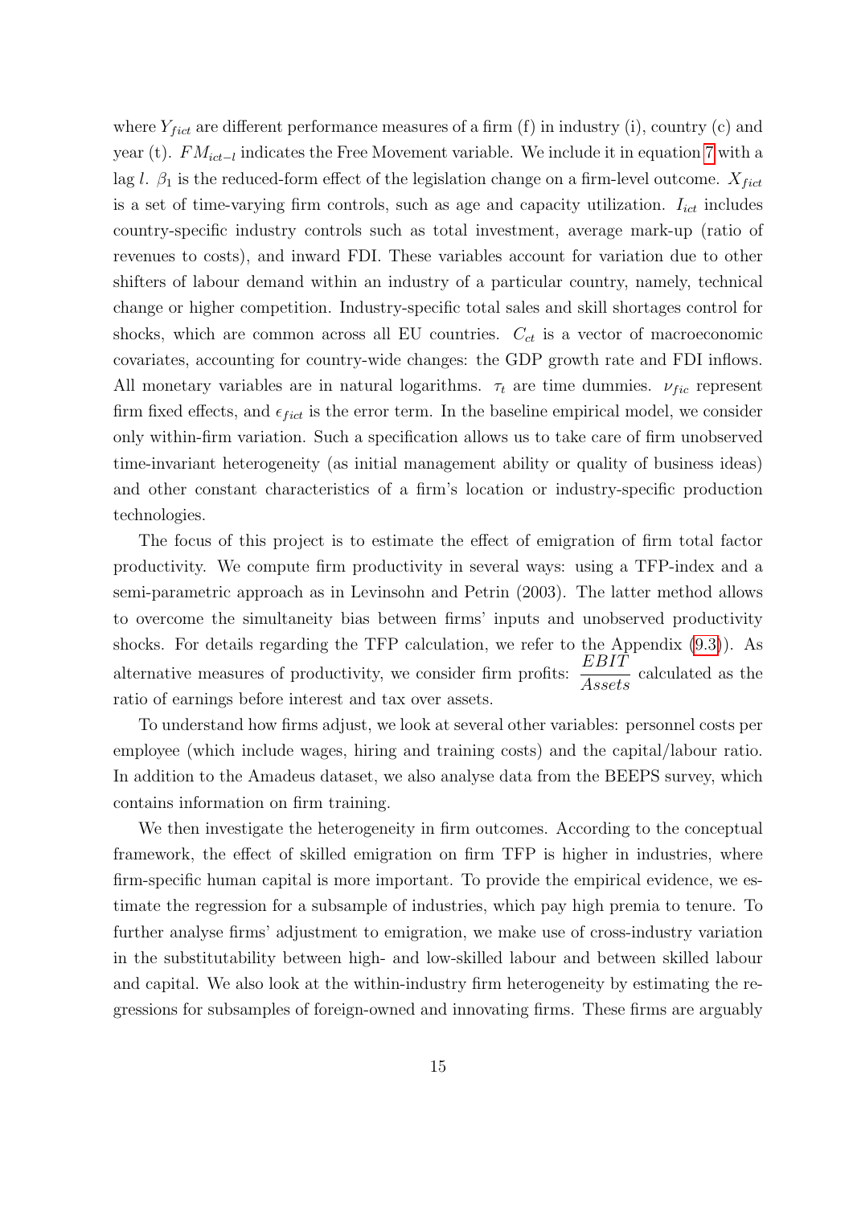where $Y_{fict}$ are different performance measures of a firm (f) in industry (i), country (c) and year (t). $FM_{ict-l}$ indicates the Free Movement variable. We include it in equation 7 with a lag $l$. $\beta_1$ is the reduced-form effect of the legislation change on a firm-level outcome. $X_{fict}$ is a set of time-varying firm controls, such as age and capacity utilization. $I_{ict}$ includes country-specific industry controls such as total investment, average mark-up (ratio of revenues to costs), and inward FDI. These variables account for variation due to other shifters of labour demand within an industry of a particular country, namely, technical change or higher competition. Industry-specific total sales and skill shortages control for shocks, which are common across all EU countries. $C_{ct}$ is a vector of macroeconomic covariates, accounting for country-wide changes: the GDP growth rate and FDI inflows. All monetary variables are in natural logarithms. $\tau_t$ are time dummies. $\nu_{fic}$ represent firm fixed effects, and $\epsilon_{fict}$ is the error term. In the baseline empirical model, we consider only within-firm variation. Such a specification allows us to take care of firm unobserved time-invariant heterogeneity (as initial management ability or quality of business ideas) and other constant characteristics of a firm's location or industry-specific production technologies.

The focus of this project is to estimate the effect of emigration of firm total factor productivity. We compute firm productivity in several ways: using a TFP-index and a semi-parametric approach as in Levinsohn and Petrin (2003). The latter method allows to overcome the simultaneity bias between firms' inputs and unobserved productivity shocks. For details regarding the TFP calculation, we refer to the Appendix (9.3)). As alternative measures of productivity, we consider firm profits: $\frac{EBIT}{Assets}$ calculated as the ratio of earnings before interest and tax over assets.

To understand how firms adjust, we look at several other variables: personnel costs per employee (which include wages, hiring and training costs) and the capital/labour ratio. In addition to the Amadeus dataset, we also analyse data from the BEEPS survey, which contains information on firm training.

We then investigate the heterogeneity in firm outcomes. According to the conceptual framework, the effect of skilled emigration on firm TFP is higher in industries, where firm-specific human capital is more important. To provide the empirical evidence, we estimate the regression for a subsample of industries, which pay high premia to tenure. To further analyse firms' adjustment to emigration, we make use of cross-industry variation in the substitutability between high- and low-skilled labour and between skilled labour and capital. We also look at the within-industry firm heterogeneity by estimating the regressions for subsamples of foreign-owned and innovating firms. These firms are arguably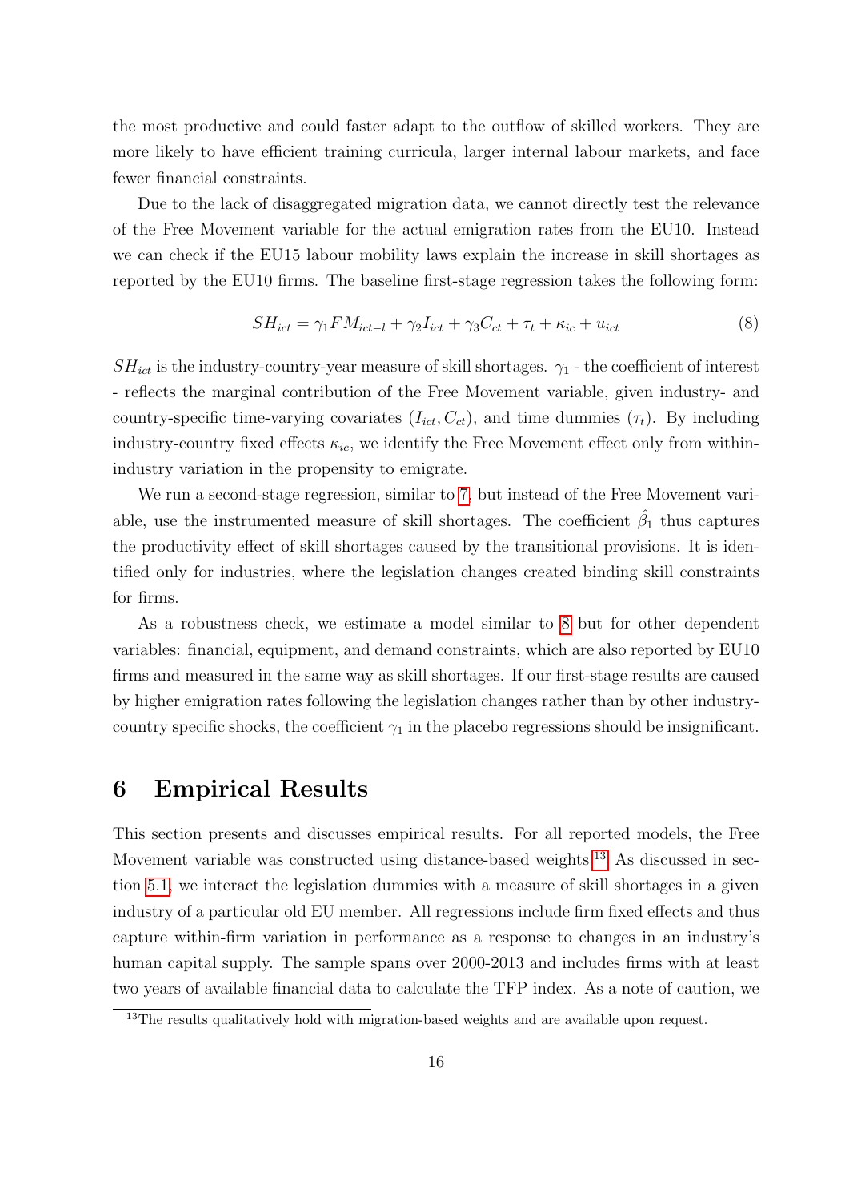the most productive and could faster adapt to the outflow of skilled workers. They are more likely to have efficient training curricula, larger internal labour markets, and face fewer financial constraints.

Due to the lack of disaggregated migration data, we cannot directly test the relevance of the Free Movement variable for the actual emigration rates from the EU10. Instead we can check if the EU15 labour mobility laws explain the increase in skill shortages as reported by the EU10 firms. The baseline first-stage regression takes the following form:

$$SH_{ict} = \gamma_1 FM_{ict-l} + \gamma_2 I_{ict} + \gamma_3 C_{ct} + \tau_t + \kappa_{ic} + u_{ict} \tag{8}$$

$SH_{ict}$ is the industry-country-year measure of skill shortages. $\gamma_1$ - the coefficient of interest - reflects the marginal contribution of the Free Movement variable, given industry- and country-specific time-varying covariates ($I_{ict}, C_{ct}$), and time dummies ($\tau_t$). By including industry-country fixed effects $\kappa_{ic}$, we identify the Free Movement effect only from within-industry variation in the propensity to emigrate.

We run a second-stage regression, similar to 7, but instead of the Free Movement variable, use the instrumented measure of skill shortages. The coefficient $\hat{\beta}_1$ thus captures the productivity effect of skill shortages caused by the transitional provisions. It is identified only for industries, where the legislation changes created binding skill constraints for firms.

As a robustness check, we estimate a model similar to 8 but for other dependent variables: financial, equipment, and demand constraints, which are also reported by EU10 firms and measured in the same way as skill shortages. If our first-stage results are caused by higher emigration rates following the legislation changes rather than by other industry-country specific shocks, the coefficient $\gamma_1$ in the placebo regressions should be insignificant.

# 6 Empirical Results

This section presents and discusses empirical results. For all reported models, the Free Movement variable was constructed using distance-based weights.[13] As discussed in section 5.1, we interact the legislation dummies with a measure of skill shortages in a given industry of a particular old EU member. All regressions include firm fixed effects and thus capture within-firm variation in performance as a response to changes in an industry's human capital supply. The sample spans over 2000-2013 and includes firms with at least two years of available financial data to calculate the TFP index. As a note of caution, we

[13] The results qualitatively hold with migration-based weights and are available upon request.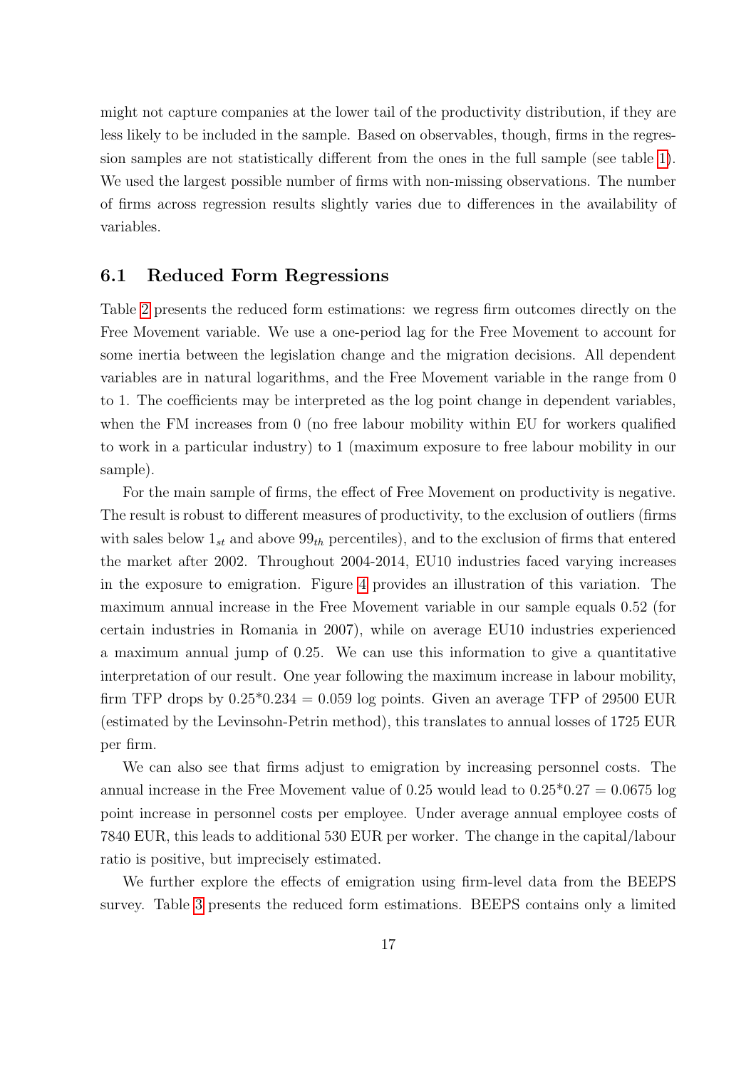might not capture companies at the lower tail of the productivity distribution, if they are less likely to be included in the sample. Based on observables, though, firms in the regression samples are not statistically different from the ones in the full sample (see table 1). We used the largest possible number of firms with non-missing observations. The number of firms across regression results slightly varies due to differences in the availability of variables.

## 6.1 Reduced Form Regressions

Table 2 presents the reduced form estimations: we regress firm outcomes directly on the Free Movement variable. We use a one-period lag for the Free Movement to account for some inertia between the legislation change and the migration decisions. All dependent variables are in natural logarithms, and the Free Movement variable in the range from 0 to 1. The coefficients may be interpreted as the log point change in dependent variables, when the FM increases from 0 (no free labour mobility within EU for workers qualified to work in a particular industry) to 1 (maximum exposure to free labour mobility in our sample).

For the main sample of firms, the effect of Free Movement on productivity is negative. The result is robust to different measures of productivity, to the exclusion of outliers (firms with sales below $1_{st}$ and above $99_{th}$ percentiles), and to the exclusion of firms that entered the market after 2002. Throughout 2004-2014, EU10 industries faced varying increases in the exposure to emigration. Figure 4 provides an illustration of this variation. The maximum annual increase in the Free Movement variable in our sample equals 0.52 (for certain industries in Romania in 2007), while on average EU10 industries experienced a maximum annual jump of 0.25. We can use this information to give a quantitative interpretation of our result. One year following the maximum increase in labour mobility, firm TFP drops by 0.25*0.234 = 0.059 log points. Given an average TFP of 29500 EUR (estimated by the Levinsohn-Petrin method), this translates to annual losses of 1725 EUR per firm.

We can also see that firms adjust to emigration by increasing personnel costs. The annual increase in the Free Movement value of 0.25 would lead to 0.25*0.27 = 0.0675 log point increase in personnel costs per employee. Under average annual employee costs of 7840 EUR, this leads to additional 530 EUR per worker. The change in the capital/labour ratio is positive, but imprecisely estimated.

We further explore the effects of emigration using firm-level data from the BEEPS survey. Table 3 presents the reduced form estimations. BEEPS contains only a limited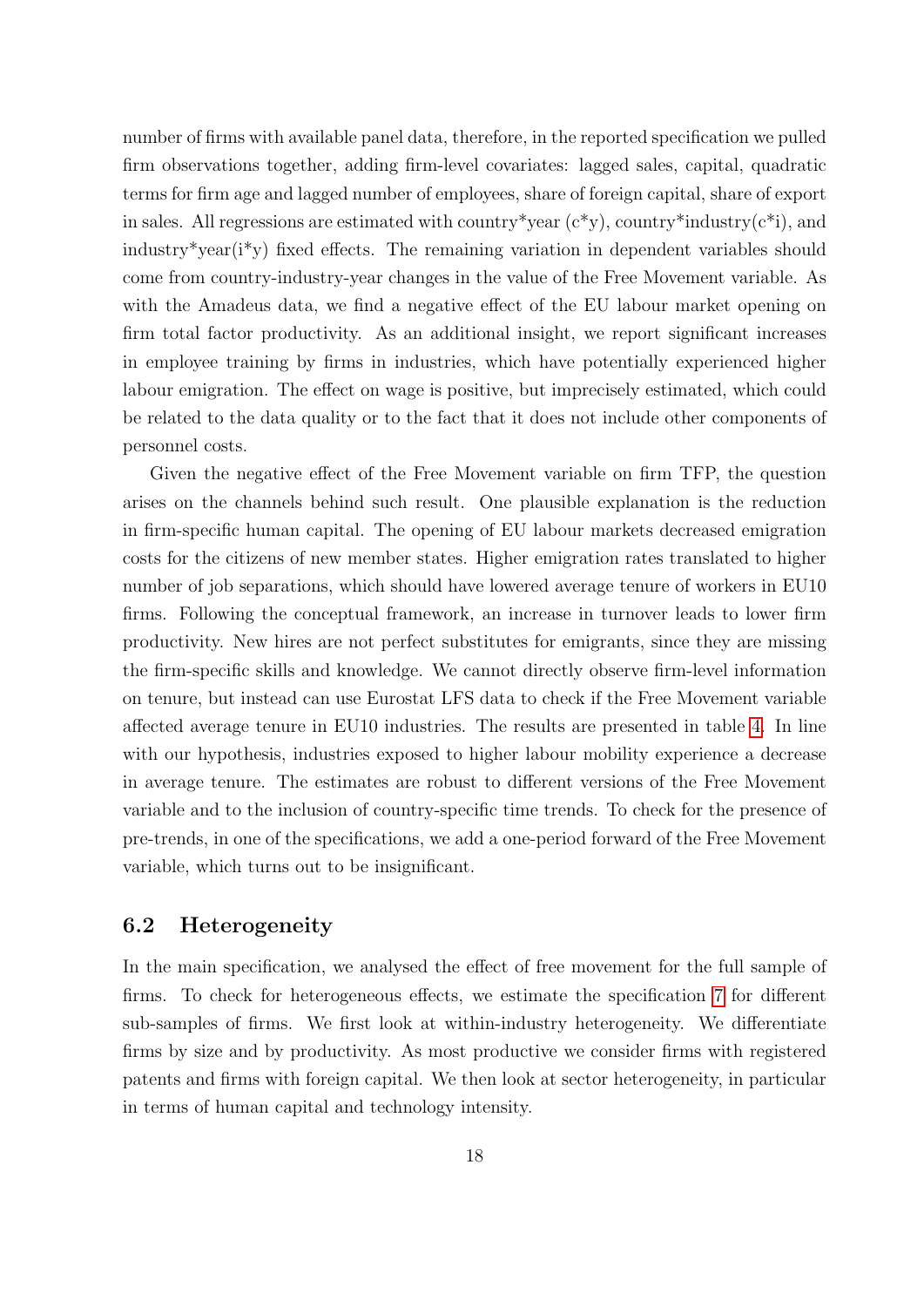number of firms with available panel data, therefore, in the reported specification we pulled firm observations together, adding firm-level covariates: lagged sales, capital, quadratic terms for firm age and lagged number of employees, share of foreign capital, share of export in sales. All regressions are estimated with country*year (c*y), country*industry(c*i), and industry*year(i*y) fixed effects. The remaining variation in dependent variables should come from country-industry-year changes in the value of the Free Movement variable. As with the Amadeus data, we find a negative effect of the EU labour market opening on firm total factor productivity. As an additional insight, we report significant increases in employee training by firms in industries, which have potentially experienced higher labour emigration. The effect on wage is positive, but imprecisely estimated, which could be related to the data quality or to the fact that it does not include other components of personnel costs.

Given the negative effect of the Free Movement variable on firm TFP, the question arises on the channels behind such result. One plausible explanation is the reduction in firm-specific human capital. The opening of EU labour markets decreased emigration costs for the citizens of new member states. Higher emigration rates translated to higher number of job separations, which should have lowered average tenure of workers in EU10 firms. Following the conceptual framework, an increase in turnover leads to lower firm productivity. New hires are not perfect substitutes for emigrants, since they are missing the firm-specific skills and knowledge. We cannot directly observe firm-level information on tenure, but instead can use Eurostat LFS data to check if the Free Movement variable affected average tenure in EU10 industries. The results are presented in table 4. In line with our hypothesis, industries exposed to higher labour mobility experience a decrease in average tenure. The estimates are robust to different versions of the Free Movement variable and to the inclusion of country-specific time trends. To check for the presence of pre-trends, in one of the specifications, we add a one-period forward of the Free Movement variable, which turns out to be insignificant.

## 6.2 Heterogeneity

In the main specification, we analysed the effect of free movement for the full sample of firms. To check for heterogeneous effects, we estimate the specification 7 for different sub-samples of firms. We first look at within-industry heterogeneity. We differentiate firms by size and by productivity. As most productive we consider firms with registered patents and firms with foreign capital. We then look at sector heterogeneity, in particular in terms of human capital and technology intensity.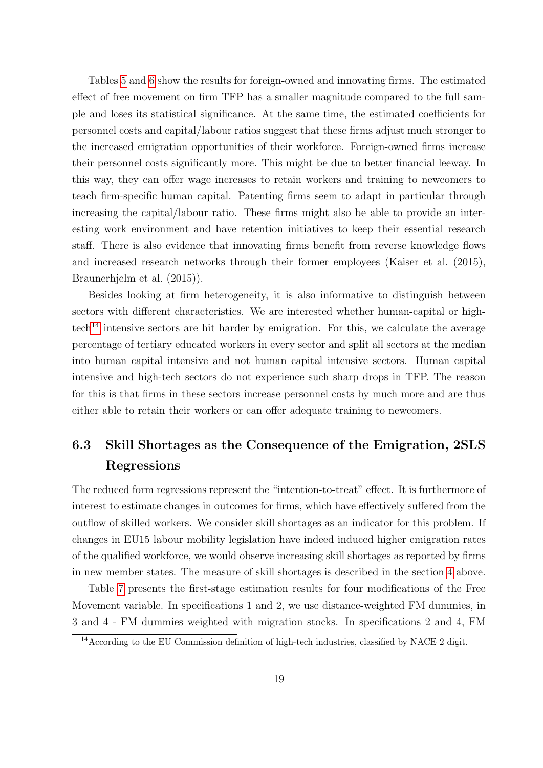Tables 5 and 6 show the results for foreign-owned and innovating firms. The estimated effect of free movement on firm TFP has a smaller magnitude compared to the full sample and loses its statistical significance. At the same time, the estimated coefficients for personnel costs and capital/labour ratios suggest that these firms adjust much stronger to the increased emigration opportunities of their workforce. Foreign-owned firms increase their personnel costs significantly more. This might be due to better financial leeway. In this way, they can offer wage increases to retain workers and training to newcomers to teach firm-specific human capital. Patenting firms seem to adapt in particular through increasing the capital/labour ratio. These firms might also be able to provide an interesting work environment and have retention initiatives to keep their essential research staff. There is also evidence that innovating firms benefit from reverse knowledge flows and increased research networks through their former employees (Kaiser et al. (2015), Braunerhjelm et al. (2015)).

Besides looking at firm heterogeneity, it is also informative to distinguish between sectors with different characteristics. We are interested whether human-capital or high-tech[14] intensive sectors are hit harder by emigration. For this, we calculate the average percentage of tertiary educated workers in every sector and split all sectors at the median into human capital intensive and not human capital intensive sectors. Human capital intensive and high-tech sectors do not experience such sharp drops in TFP. The reason for this is that firms in these sectors increase personnel costs by much more and are thus either able to retain their workers or can offer adequate training to newcomers.

## 6.3 Skill Shortages as the Consequence of the Emigration, 2SLS Regressions

The reduced form regressions represent the "intention-to-treat" effect. It is furthermore of interest to estimate changes in outcomes for firms, which have effectively suffered from the outflow of skilled workers. We consider skill shortages as an indicator for this problem. If changes in EU15 labour mobility legislation have indeed induced higher emigration rates of the qualified workforce, we would observe increasing skill shortages as reported by firms in new member states. The measure of skill shortages is described in the section 4 above.

Table 7 presents the first-stage estimation results for four modifications of the Free Movement variable. In specifications 1 and 2, we use distance-weighted FM dummies, in 3 and 4 - FM dummies weighted with migration stocks. In specifications 2 and 4, FM

[14] According to the EU Commission definition of high-tech industries, classified by NACE 2 digit.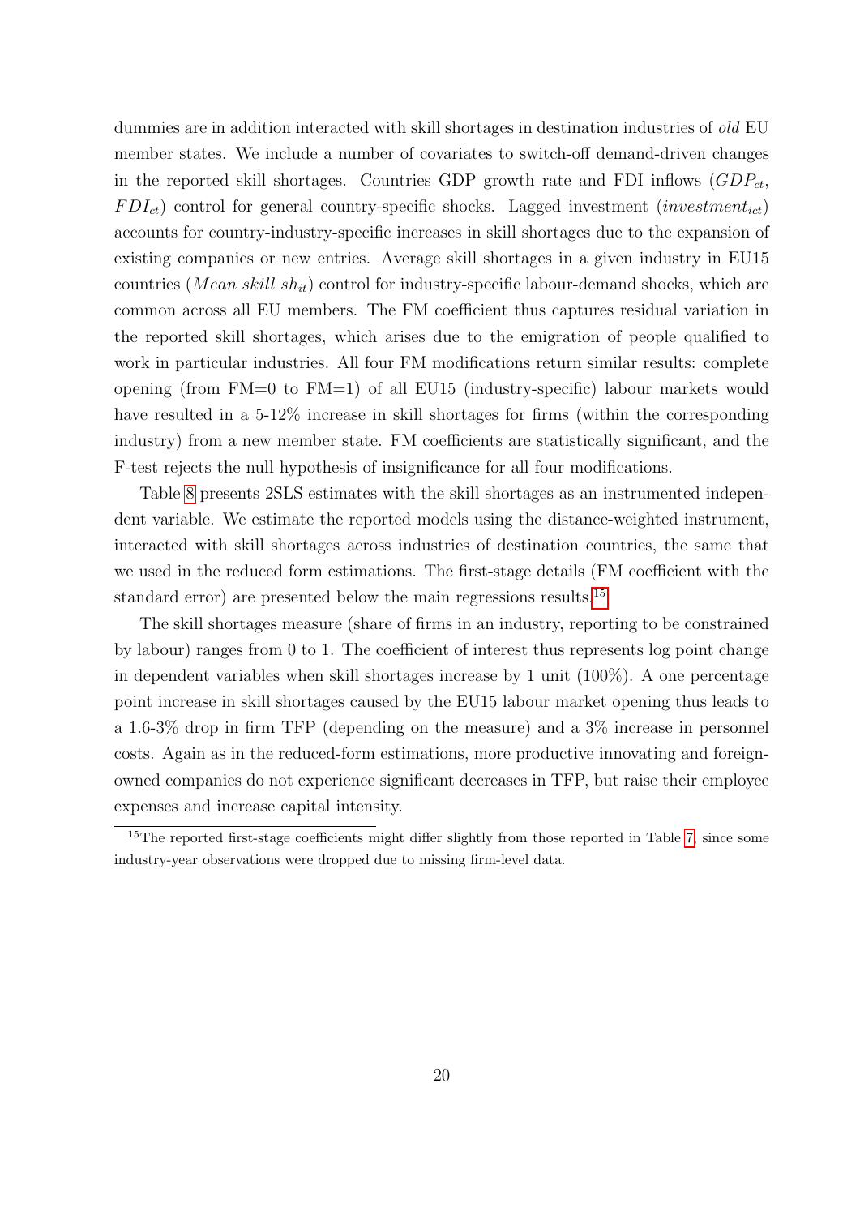dummies are in addition interacted with skill shortages in destination industries of *old* EU member states. We include a number of covariates to switch-off demand-driven changes in the reported skill shortages. Countries GDP growth rate and FDI inflows ($GDP_{ct}$, $FDI_{ct}$) control for general country-specific shocks. Lagged investment ($investment_{ict}$) accounts for country-industry-specific increases in skill shortages due to the expansion of existing companies or new entries. Average skill shortages in a given industry in EU15 countries ($Mean\ skill\ sh_{it}$) control for industry-specific labour-demand shocks, which are common across all EU members. The FM coefficient thus captures residual variation in the reported skill shortages, which arises due to the emigration of people qualified to work in particular industries. All four FM modifications return similar results: complete opening (from FM=0 to FM=1) of all EU15 (industry-specific) labour markets would have resulted in a 5-12% increase in skill shortages for firms (within the corresponding industry) from a new member state. FM coefficients are statistically significant, and the F-test rejects the null hypothesis of insignificance for all four modifications.

Table 8 presents 2SLS estimates with the skill shortages as an instrumented independent variable. We estimate the reported models using the distance-weighted instrument, interacted with skill shortages across industries of destination countries, the same that we used in the reduced form estimations. The first-stage details (FM coefficient with the standard error) are presented below the main regressions results.[15]

The skill shortages measure (share of firms in an industry, reporting to be constrained by labour) ranges from 0 to 1. The coefficient of interest thus represents log point change in dependent variables when skill shortages increase by 1 unit (100%). A one percentage point increase in skill shortages caused by the EU15 labour market opening thus leads to a 1.6-3% drop in firm TFP (depending on the measure) and a 3% increase in personnel costs. Again as in the reduced-form estimations, more productive innovating and foreign-owned companies do not experience significant decreases in TFP, but raise their employee expenses and increase capital intensity.

[15] The reported first-stage coefficients might differ slightly from those reported in Table 7, since some industry-year observations were dropped due to missing firm-level data.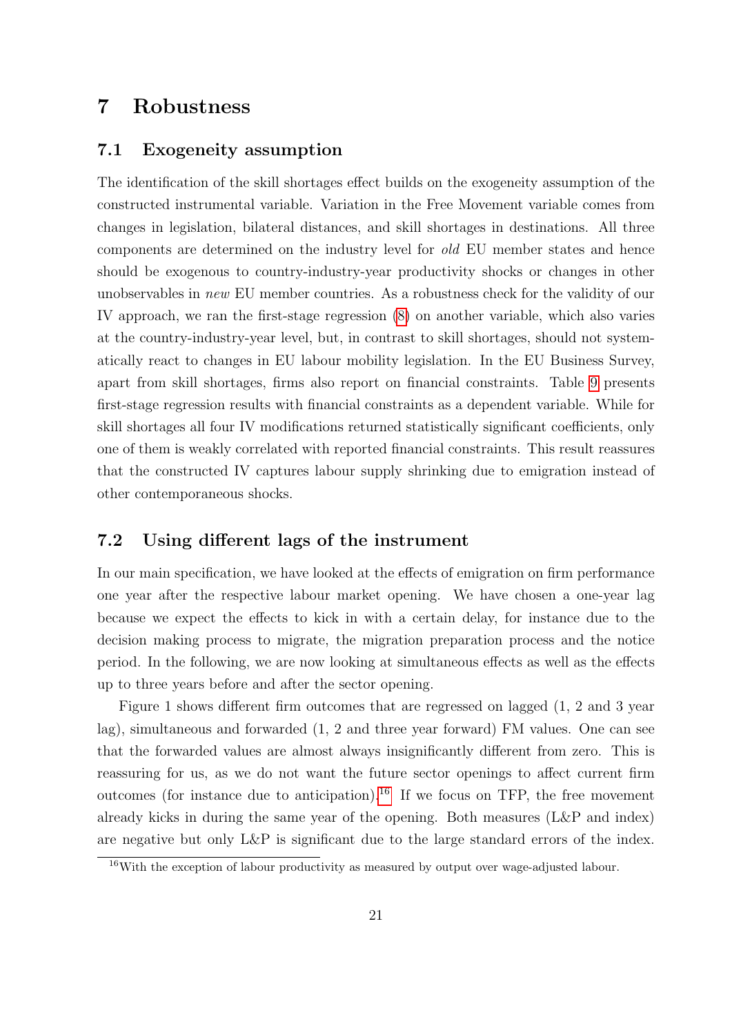# 7 Robustness

## 7.1 Exogeneity assumption

The identification of the skill shortages effect builds on the exogeneity assumption of the constructed instrumental variable. Variation in the Free Movement variable comes from changes in legislation, bilateral distances, and skill shortages in destinations. All three components are determined on the industry level for *old* EU member states and hence should be exogenous to country-industry-year productivity shocks or changes in other unobservables in *new* EU member countries. As a robustness check for the validity of our IV approach, we ran the first-stage regression (8) on another variable, which also varies at the country-industry-year level, but, in contrast to skill shortages, should not systematically react to changes in EU labour mobility legislation. In the EU Business Survey, apart from skill shortages, firms also report on financial constraints. Table 9 presents first-stage regression results with financial constraints as a dependent variable. While for skill shortages all four IV modifications returned statistically significant coefficients, only one of them is weakly correlated with reported financial constraints. This result reassures that the constructed IV captures labour supply shrinking due to emigration instead of other contemporaneous shocks.

## 7.2 Using different lags of the instrument

In our main specification, we have looked at the effects of emigration on firm performance one year after the respective labour market opening. We have chosen a one-year lag because we expect the effects to kick in with a certain delay, for instance due to the decision making process to migrate, the migration preparation process and the notice period. In the following, we are now looking at simultaneous effects as well as the effects up to three years before and after the sector opening.

Figure 1 shows different firm outcomes that are regressed on lagged (1, 2 and 3 year lag), simultaneous and forwarded (1, 2 and three year forward) FM values. One can see that the forwarded values are almost always insignificantly different from zero. This is reassuring for us, as we do not want the future sector openings to affect current firm outcomes (for instance due to anticipation).[16] If we focus on TFP, the free movement already kicks in during the same year of the opening. Both measures (L&P and index) are negative but only L&P is significant due to the large standard errors of the index.

[16] With the exception of labour productivity as measured by output over wage-adjusted labour.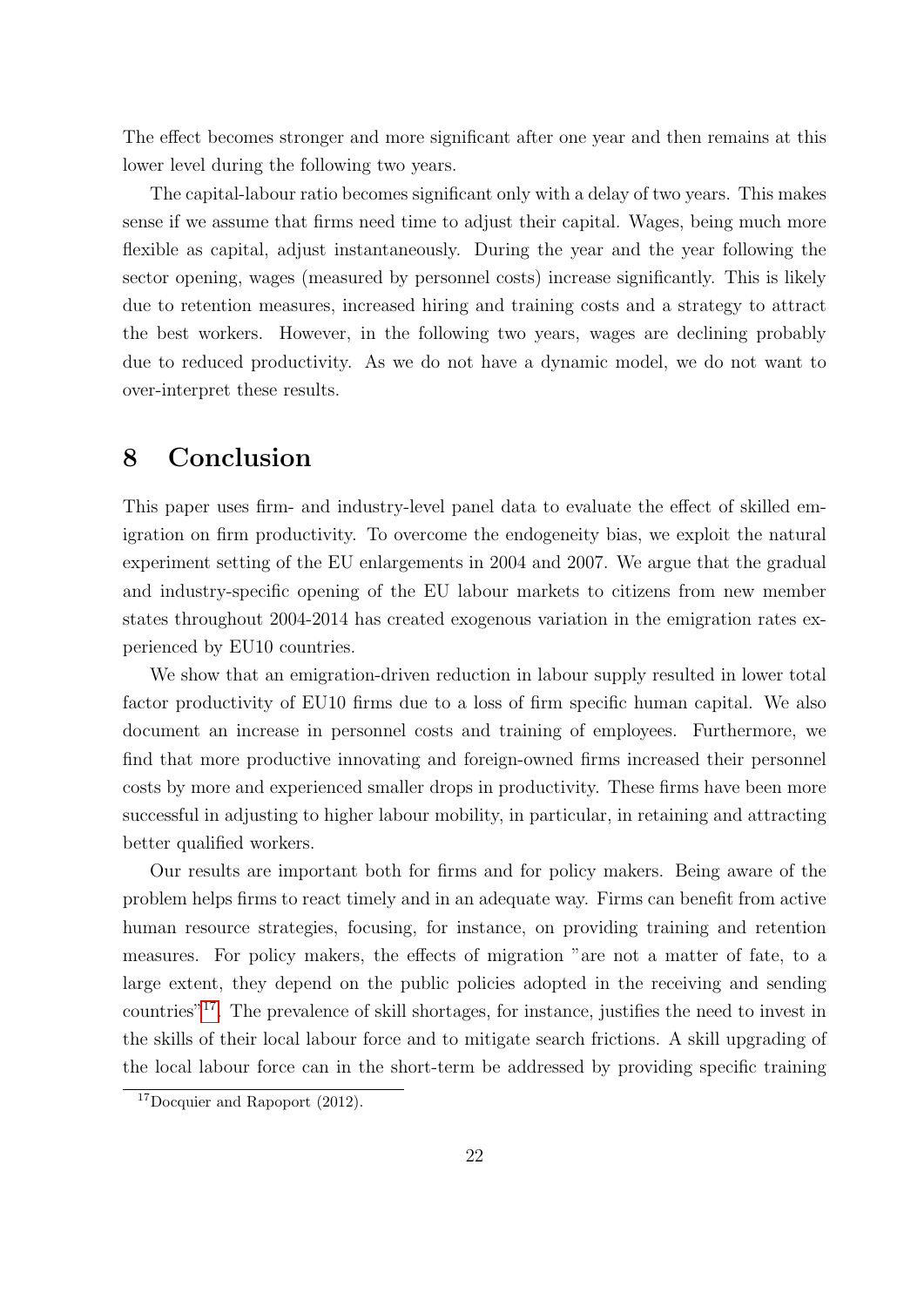The effect becomes stronger and more significant after one year and then remains at this lower level during the following two years.

The capital-labour ratio becomes significant only with a delay of two years. This makes sense if we assume that firms need time to adjust their capital. Wages, being much more flexible as capital, adjust instantaneously. During the year and the year following the sector opening, wages (measured by personnel costs) increase significantly. This is likely due to retention measures, increased hiring and training costs and a strategy to attract the best workers. However, in the following two years, wages are declining probably due to reduced productivity. As we do not have a dynamic model, we do not want to over-interpret these results.

# 8 Conclusion

This paper uses firm- and industry-level panel data to evaluate the effect of skilled emigration on firm productivity. To overcome the endogeneity bias, we exploit the natural experiment setting of the EU enlargements in 2004 and 2007. We argue that the gradual and industry-specific opening of the EU labour markets to citizens from new member states throughout 2004-2014 has created exogenous variation in the emigration rates experienced by EU10 countries.

We show that an emigration-driven reduction in labour supply resulted in lower total factor productivity of EU10 firms due to a loss of firm specific human capital. We also document an increase in personnel costs and training of employees. Furthermore, we find that more productive innovating and foreign-owned firms increased their personnel costs by more and experienced smaller drops in productivity. These firms have been more successful in adjusting to higher labour mobility, in particular, in retaining and attracting better qualified workers.

Our results are important both for firms and for policy makers. Being aware of the problem helps firms to react timely and in an adequate way. Firms can benefit from active human resource strategies, focusing, for instance, on providing training and retention measures. For policy makers, the effects of migration "are not a matter of fate, to a large extent, they depend on the public policies adopted in the receiving and sending countries"[17]. The prevalence of skill shortages, for instance, justifies the need to invest in the skills of their local labour force and to mitigate search frictions. A skill upgrading of the local labour force can in the short-term be addressed by providing specific training

[17] Docquier and Rapoport (2012).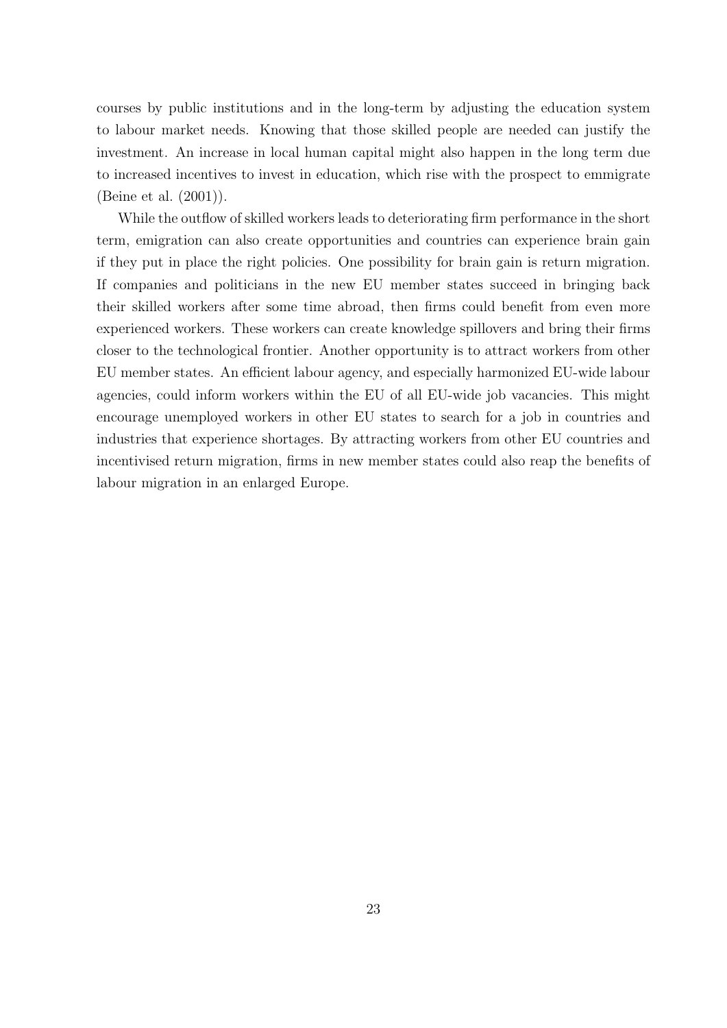courses by public institutions and in the long-term by adjusting the education system to labour market needs. Knowing that those skilled people are needed can justify the investment. An increase in local human capital might also happen in the long term due to increased incentives to invest in education, which rise with the prospect to emmigrate (Beine et al. (2001)).

While the outflow of skilled workers leads to deteriorating firm performance in the short term, emigration can also create opportunities and countries can experience brain gain if they put in place the right policies. One possibility for brain gain is return migration. If companies and politicians in the new EU member states succeed in bringing back their skilled workers after some time abroad, then firms could benefit from even more experienced workers. These workers can create knowledge spillovers and bring their firms closer to the technological frontier. Another opportunity is to attract workers from other EU member states. An efficient labour agency, and especially harmonized EU-wide labour agencies, could inform workers within the EU of all EU-wide job vacancies. This might encourage unemployed workers in other EU states to search for a job in countries and industries that experience shortages. By attracting workers from other EU countries and incentivised return migration, firms in new member states could also reap the benefits of labour migration in an enlarged Europe.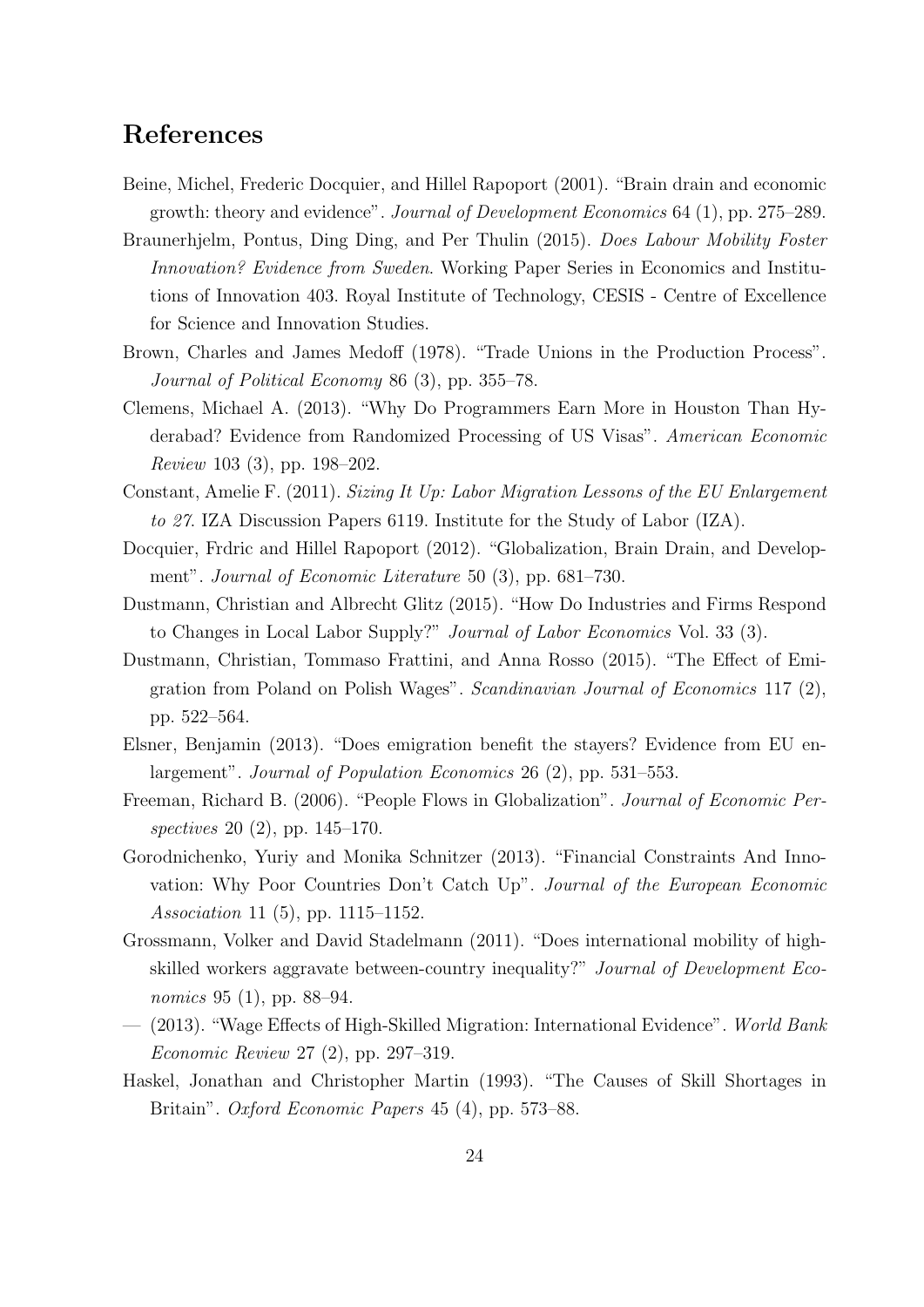## References

Beine, Michel, Frederic Docquier, and Hillel Rapoport (2001). "Brain drain and economic growth: theory and evidence". *Journal of Development Economics* 64 (1), pp. 275–289.

Braunerhjelm, Pontus, Ding Ding, and Per Thulin (2015). *Does Labour Mobility Foster Innovation? Evidence from Sweden*. Working Paper Series in Economics and Institutions of Innovation 403. Royal Institute of Technology, CESIS - Centre of Excellence for Science and Innovation Studies.

Brown, Charles and James Medoff (1978). "Trade Unions in the Production Process". *Journal of Political Economy* 86 (3), pp. 355–78.

Clemens, Michael A. (2013). "Why Do Programmers Earn More in Houston Than Hyderabad? Evidence from Randomized Processing of US Visas". *American Economic Review* 103 (3), pp. 198–202.

Constant, Amelie F. (2011). *Sizing It Up: Labor Migration Lessons of the EU Enlargement to 27*. IZA Discussion Papers 6119. Institute for the Study of Labor (IZA).

Docquier, Frdric and Hillel Rapoport (2012). "Globalization, Brain Drain, and Development". *Journal of Economic Literature* 50 (3), pp. 681–730.

Dustmann, Christian and Albrecht Glitz (2015). "How Do Industries and Firms Respond to Changes in Local Labor Supply?" *Journal of Labor Economics* Vol. 33 (3).

Dustmann, Christian, Tommaso Frattini, and Anna Rosso (2015). "The Effect of Emigration from Poland on Polish Wages". *Scandinavian Journal of Economics* 117 (2), pp. 522–564.

Elsner, Benjamin (2013). "Does emigration benefit the stayers? Evidence from EU enlargement". *Journal of Population Economics* 26 (2), pp. 531–553.

Freeman, Richard B. (2006). "People Flows in Globalization". *Journal of Economic Perspectives* 20 (2), pp. 145–170.

Gorodnichenko, Yuriy and Monika Schnitzer (2013). "Financial Constraints And Innovation: Why Poor Countries Don't Catch Up". *Journal of the European Economic Association* 11 (5), pp. 1115–1152.

Grossmann, Volker and David Stadelmann (2011). "Does international mobility of high-skilled workers aggravate between-country inequality?" *Journal of Development Economics* 95 (1), pp. 88–94.

— (2013). "Wage Effects of High-Skilled Migration: International Evidence". *World Bank Economic Review* 27 (2), pp. 297–319.

Haskel, Jonathan and Christopher Martin (1993). "The Causes of Skill Shortages in Britain". *Oxford Economic Papers* 45 (4), pp. 573–88.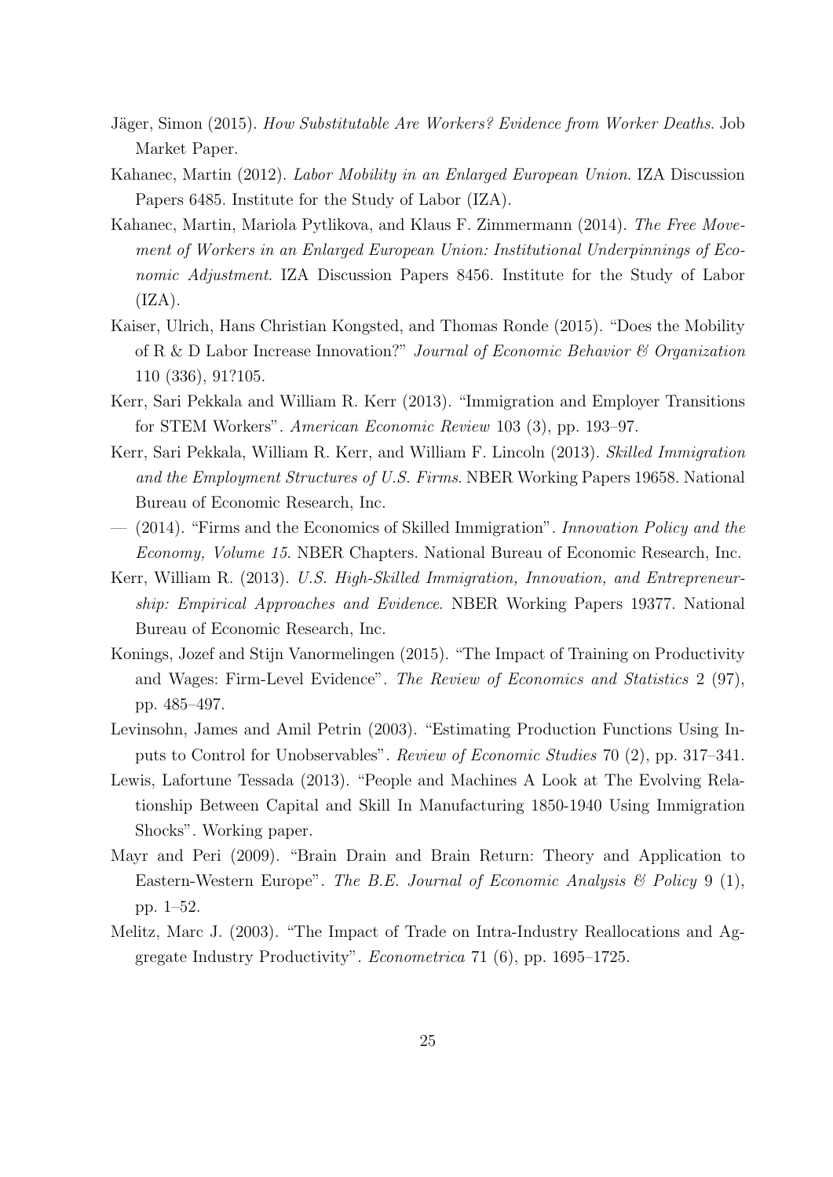Jäger, Simon (2015). *How Substitutable Are Workers? Evidence from Worker Deaths*. Job Market Paper.

Kahanec, Martin (2012). *Labor Mobility in an Enlarged European Union*. IZA Discussion Papers 6485. Institute for the Study of Labor (IZA).

Kahanec, Martin, Mariola Pytlikova, and Klaus F. Zimmermann (2014). *The Free Movement of Workers in an Enlarged European Union: Institutional Underpinnings of Economic Adjustment*. IZA Discussion Papers 8456. Institute for the Study of Labor (IZA).

Kaiser, Ulrich, Hans Christian Kongsted, and Thomas Ronde (2015). "Does the Mobility of R & D Labor Increase Innovation?" *Journal of Economic Behavior & Organization* 110 (336), 91?105.

Kerr, Sari Pekkala and William R. Kerr (2013). "Immigration and Employer Transitions for STEM Workers". *American Economic Review* 103 (3), pp. 193–97.

Kerr, Sari Pekkala, William R. Kerr, and William F. Lincoln (2013). *Skilled Immigration and the Employment Structures of U.S. Firms*. NBER Working Papers 19658. National Bureau of Economic Research, Inc.

— (2014). "Firms and the Economics of Skilled Immigration". *Innovation Policy and the Economy, Volume 15*. NBER Chapters. National Bureau of Economic Research, Inc.

Kerr, William R. (2013). *U.S. High-Skilled Immigration, Innovation, and Entrepreneurship: Empirical Approaches and Evidence*. NBER Working Papers 19377. National Bureau of Economic Research, Inc.

Konings, Jozef and Stijn Vanormelingen (2015). "The Impact of Training on Productivity and Wages: Firm-Level Evidence". *The Review of Economics and Statistics* 2 (97), pp. 485–497.

Levinsohn, James and Amil Petrin (2003). "Estimating Production Functions Using Inputs to Control for Unobservables". *Review of Economic Studies* 70 (2), pp. 317–341.

Lewis, Lafortune Tessada (2013). "People and Machines A Look at The Evolving Relationship Between Capital and Skill In Manufacturing 1850-1940 Using Immigration Shocks". Working paper.

Mayr and Peri (2009). "Brain Drain and Brain Return: Theory and Application to Eastern-Western Europe". *The B.E. Journal of Economic Analysis & Policy* 9 (1), pp. 1–52.

Melitz, Marc J. (2003). "The Impact of Trade on Intra-Industry Reallocations and Aggregate Industry Productivity". *Econometrica* 71 (6), pp. 1695–1725.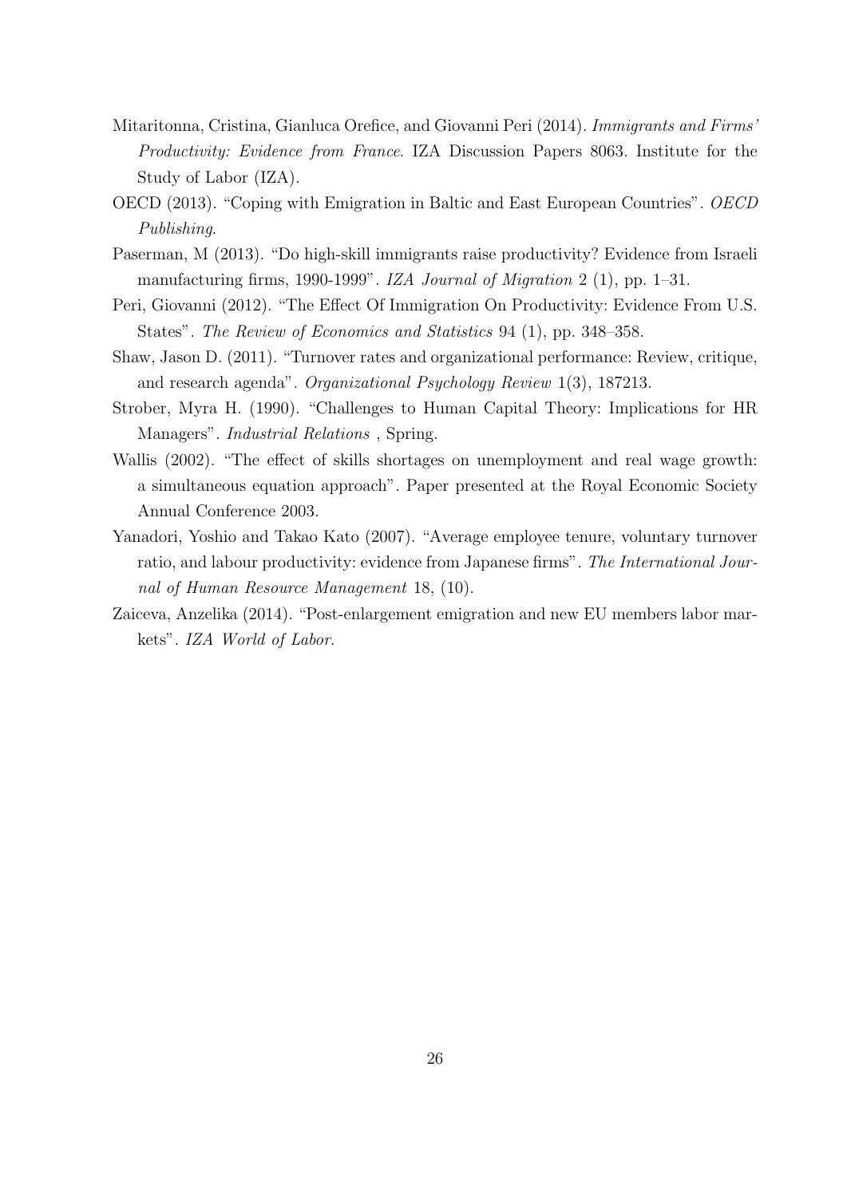Mitaritonna, Cristina, Gianluca Orefice, and Giovanni Peri (2014). *Immigrants and Firms' Productivity: Evidence from France*. IZA Discussion Papers 8063. Institute for the Study of Labor (IZA).

OECD (2013). "Coping with Emigration in Baltic and East European Countries". *OECD Publishing*.

Paserman, M (2013). "Do high-skill immigrants raise productivity? Evidence from Israeli manufacturing firms, 1990-1999". *IZA Journal of Migration* 2 (1), pp. 1–31.

Peri, Giovanni (2012). "The Effect Of Immigration On Productivity: Evidence From U.S. States". *The Review of Economics and Statistics* 94 (1), pp. 348–358.

Shaw, Jason D. (2011). "Turnover rates and organizational performance: Review, critique, and research agenda". *Organizational Psychology Review* 1(3), 187213.

Strober, Myra H. (1990). "Challenges to Human Capital Theory: Implications for HR Managers". *Industrial Relations* , Spring.

Wallis (2002). "The effect of skills shortages on unemployment and real wage growth: a simultaneous equation approach". Paper presented at the Royal Economic Society Annual Conference 2003.

Yanadori, Yoshio and Takao Kato (2007). "Average employee tenure, voluntary turnover ratio, and labour productivity: evidence from Japanese firms". *The International Journal of Human Resource Management* 18, (10).

Zaiceva, Anzelika (2014). "Post-enlargement emigration and new EU members labor markets". *IZA World of Labor*.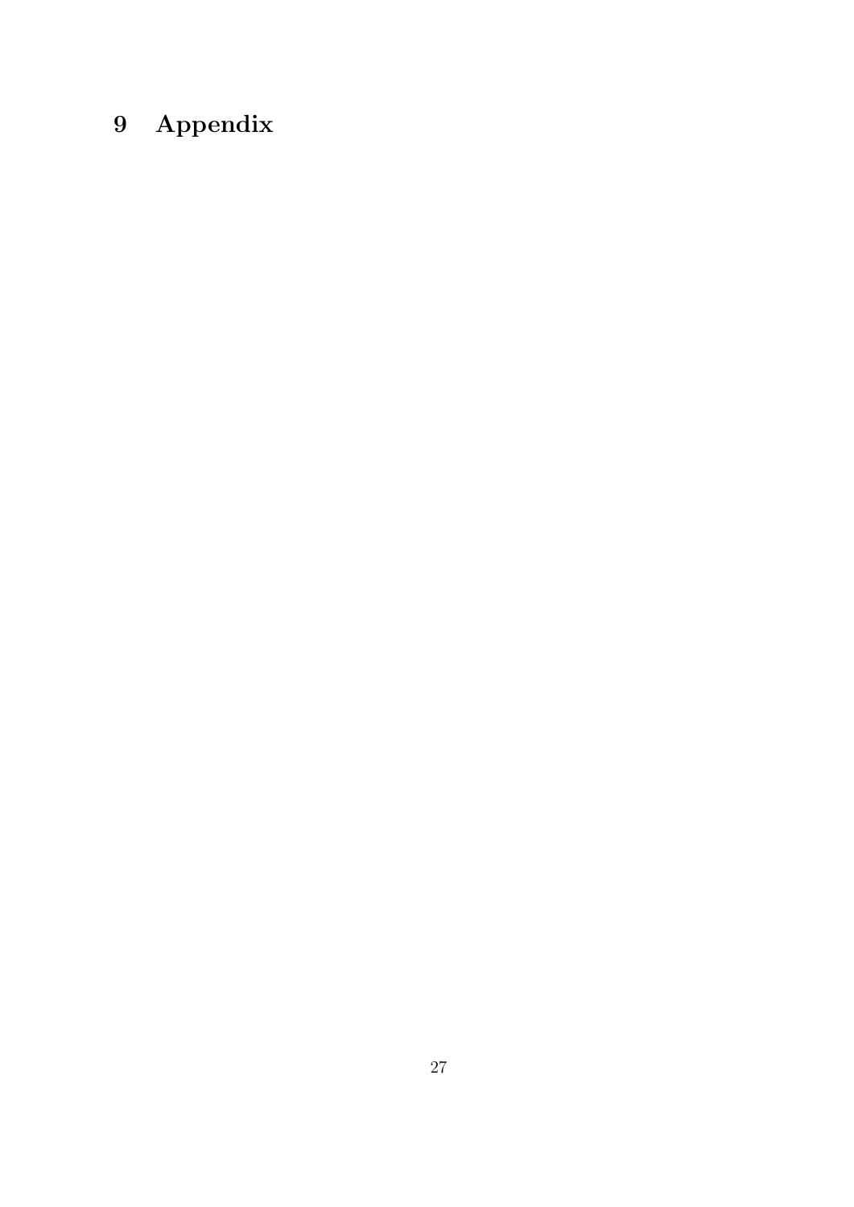# 9 Appendix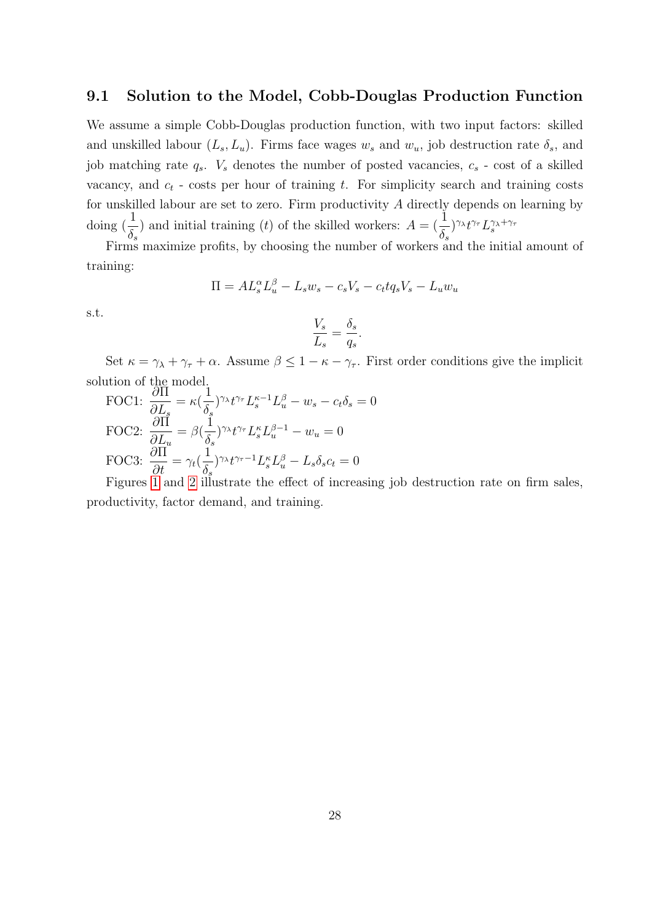### 9.1 Solution to the Model, Cobb-Douglas Production Function

We assume a simple Cobb-Douglas production function, with two input factors: skilled and unskilled labour $(L_s, L_u)$. Firms face wages $w_s$ and $w_u$, job destruction rate $\delta_s$, and job matching rate $q_s$. $V_s$ denotes the number of posted vacancies, $c_s$ - cost of a skilled vacancy, and $c_t$ - costs per hour of training $t$. For simplicity search and training costs for unskilled labour are set to zero. Firm productivity $A$ directly depends on learning by doing $(\frac{1}{\delta_s})$ and initial training $(t)$ of the skilled workers: $A = (\frac{1}{\delta_s})^{\gamma_\lambda} t^{\gamma_\tau} L_s^{\gamma_\lambda + \gamma_\tau}$

Firms maximize profits, by choosing the number of workers and the initial amount of training:

$$\Pi = A L_s^{\alpha} L_u^{\beta} - L_s w_s - c_s V_s - c_t t q_s V_s - L_u w_u$$

s.t.

$$\frac{V_s}{L_s} = \frac{\delta_s}{q_s}.$$

Set $\kappa = \gamma_\lambda + \gamma_\tau + \alpha$. Assume $\beta \leq 1 - \kappa - \gamma_\tau$. First order conditions give the implicit solution of the model.

FOC1: $\frac{\partial \Pi}{\partial L_s} = \kappa (\frac{1}{\delta_s})^{\gamma_\lambda} t^{\gamma_\tau} L_s^{\kappa - 1} L_u^{\beta} - w_s - c_t \delta_s = 0$

FOC2: $\frac{\partial \Pi}{\partial L_u} = \beta (\frac{1}{\delta_s})^{\gamma_\lambda} t^{\gamma_\tau} L_s^{\kappa} L_u^{\beta - 1} - w_u = 0$

FOC3: $\frac{\partial \Pi}{\partial t} = \gamma_t (\frac{1}{\delta_s})^{\gamma_\lambda} t^{\gamma_\tau - 1} L_s^{\kappa} L_u^{\beta} - L_s \delta_s c_t = 0$

Figures 1 and 2 illustrate the effect of increasing job destruction rate on firm sales, productivity, factor demand, and training.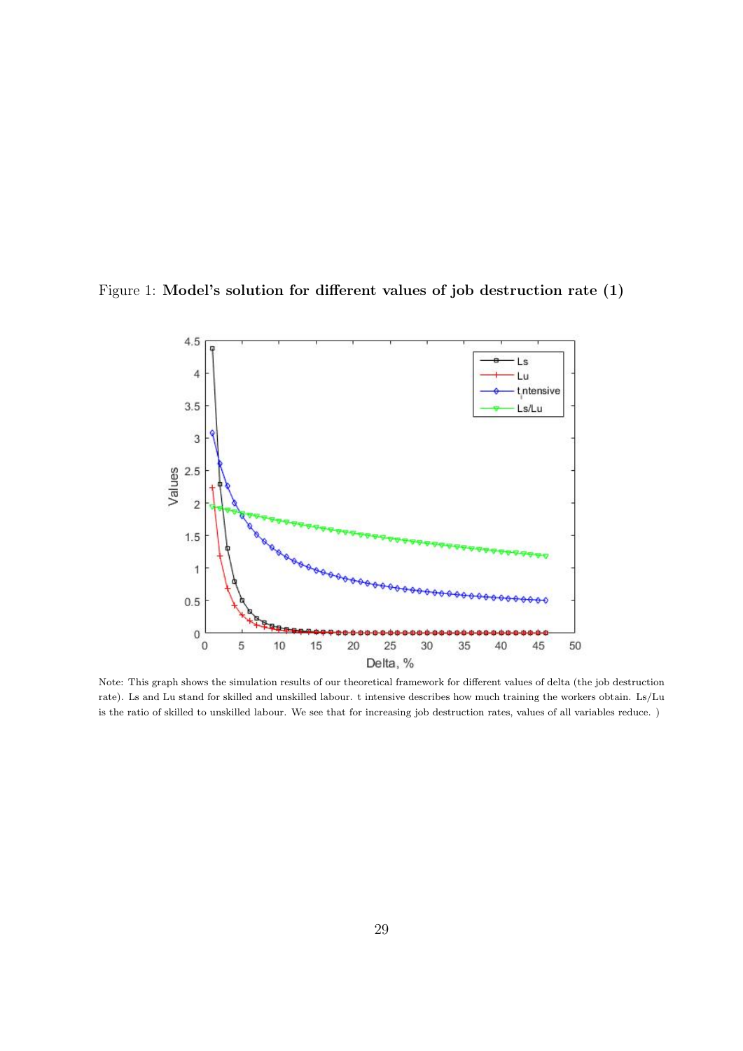Figure 1: **Model's solution for different values of job destruction rate (1)**

Note: This graph shows the simulation results of our theoretical framework for different values of delta (the job destruction rate). Ls and Lu stand for skilled and unskilled labour. t intensive describes how much training the workers obtain. Ls/Lu is the ratio of skilled to unskilled labour. We see that for increasing job destruction rates, values of all variables reduce. )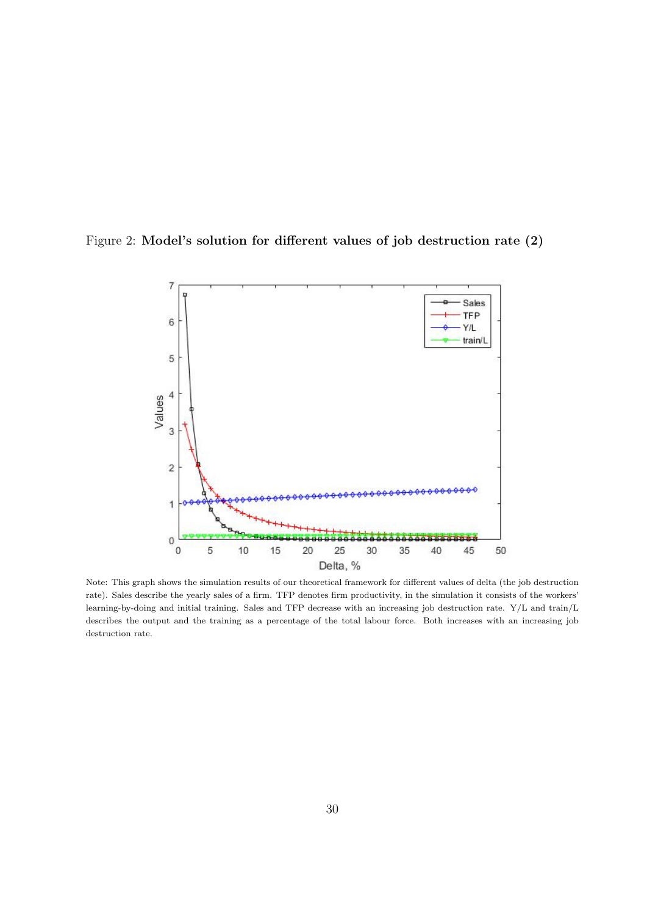Figure 2: **Model's solution for different values of job destruction rate (2)**

Note: This graph shows the simulation results of our theoretical framework for different values of delta (the job destruction rate). Sales describe the yearly sales of a firm. TFP denotes firm productivity, in the simulation it consists of the workers' learning-by-doing and initial training. Sales and TFP decrease with an increasing job destruction rate. Y/L and train/L describes the output and the training as a percentage of the total labour force. Both increases with an increasing job destruction rate.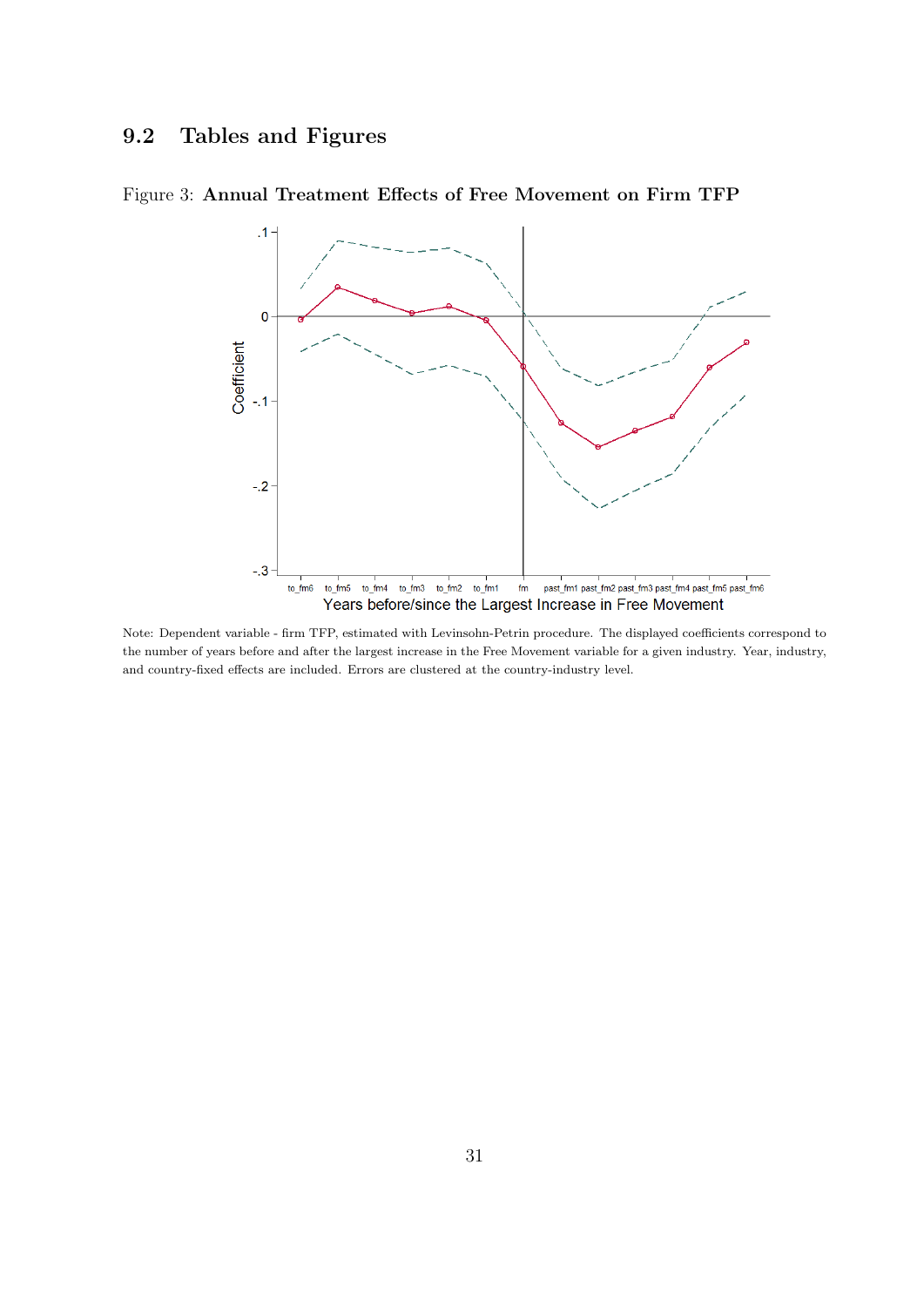## 9.2 Tables and Figures

Figure 3: **Annual Treatment Effects of Free Movement on Firm TFP**

Note: Dependent variable - firm TFP, estimated with Levinsohn-Petrin procedure. The displayed coefficients correspond to the number of years before and after the largest increase in the Free Movement variable for a given industry. Year, industry, and country-fixed effects are included. Errors are clustered at the country-industry level.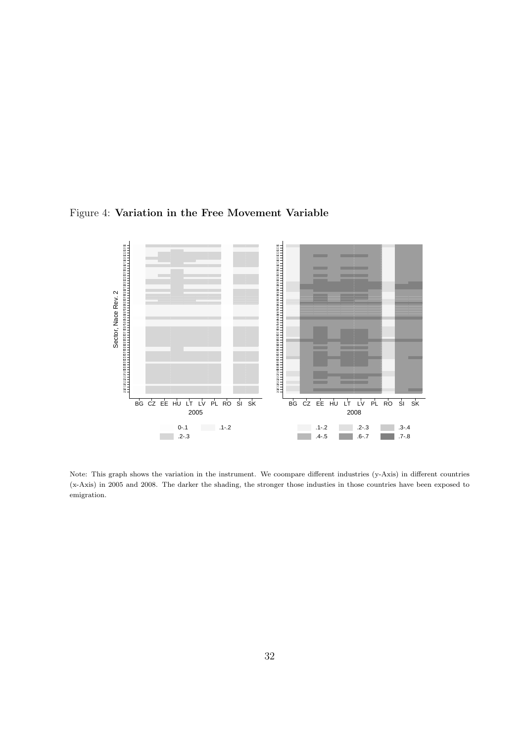Figure 4: **Variation in the Free Movement Variable**

Note: This graph shows the variation in the instrument. We coompare different industries (y-Axis) in different countries (x-Axis) in 2005 and 2008. The darker the shading, the stronger those industies in those countries have been exposed to emigration.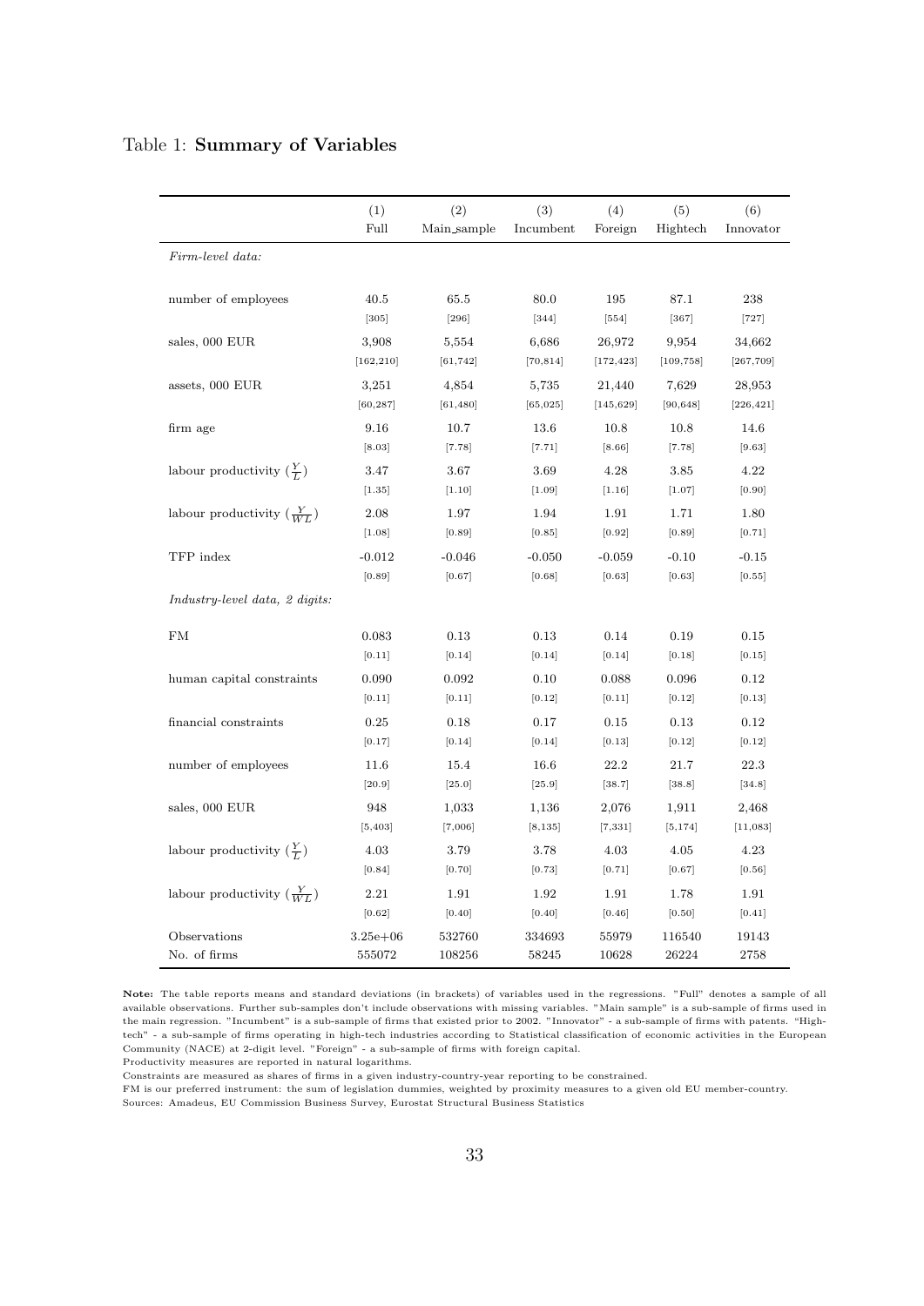Table 1: **Summary of Variables**

| | (1) Full | (2) Main_sample | (3) Incumbent | (4) Foreign | (5) Hightech | (6) Innovator |
|---|---|---|---|---|---|---|
| *Firm-level data:* | | | | | | |
| number of employees | 40.5 | 65.5 | 80.0 | 195 | 87.1 | 238 |
| | [305] | [296] | [344] | [554] | [367] | [727] |
| sales, 000 EUR | 3,908 | 5,554 | 6,686 | 26,972 | 9,954 | 34,662 |
| | [162,210] | [61,742] | [70,814] | [172,423] | [109,758] | [267,709] |
| assets, 000 EUR | 3,251 | 4,854 | 5,735 | 21,440 | 7,629 | 28,953 |
| | [60,287] | [61,480] | [65,025] | [145,629] | [90,648] | [226,421] |
| firm age | 9.16 | 10.7 | 13.6 | 10.8 | 10.8 | 14.6 |
| | [8.03] | [7.78] | [7.71] | [8.66] | [7.78] | [9.63] |
| labour productivity ($\frac{Y}{L}$) | 3.47 | 3.67 | 3.69 | 4.28 | 3.85 | 4.22 |
| | [1.35] | [1.10] | [1.09] | [1.16] | [1.07] | [0.90] |
| labour productivity ($\frac{Y}{WL}$) | 2.08 | 1.97 | 1.94 | 1.91 | 1.71 | 1.80 |
| | [1.08] | [0.89] | [0.85] | [0.92] | [0.89] | [0.71] |
| TFP index | -0.012 | -0.046 | -0.050 | -0.059 | -0.10 | -0.15 |
| | [0.89] | [0.67] | [0.68] | [0.63] | [0.63] | [0.55] |
| *Industry-level data, 2 digits:* | | | | | | |
| FM | 0.083 | 0.13 | 0.13 | 0.14 | 0.19 | 0.15 |
| | [0.11] | [0.14] | [0.14] | [0.14] | [0.18] | [0.15] |
| human capital constraints | 0.090 | 0.092 | 0.10 | 0.088 | 0.096 | 0.12 |
| | [0.11] | [0.11] | [0.12] | [0.11] | [0.12] | [0.13] |
| financial constraints | 0.25 | 0.18 | 0.17 | 0.15 | 0.13 | 0.12 |
| | [0.17] | [0.14] | [0.14] | [0.13] | [0.12] | [0.12] |
| number of employees | 11.6 | 15.4 | 16.6 | 22.2 | 21.7 | 22.3 |
| | [20.9] | [25.0] | [25.9] | [38.7] | [38.8] | [34.8] |
| sales, 000 EUR | 948 | 1,033 | 1,136 | 2,076 | 1,911 | 2,468 |
| | [5,403] | [7,006] | [8,135] | [7,331] | [5,174] | [11,083] |
| labour productivity ($\frac{Y}{L}$) | 4.03 | 3.79 | 3.78 | 4.03 | 4.05 | 4.23 |
| | [0.84] | [0.70] | [0.73] | [0.71] | [0.67] | [0.56] |
| labour productivity ($\frac{Y}{WL}$) | 2.21 | 1.91 | 1.92 | 1.91 | 1.78 | 1.91 |
| | [0.62] | [0.40] | [0.40] | [0.46] | [0.50] | [0.41] |
| Observations | 3.25e+06 | 532760 | 334693 | 55979 | 116540 | 19143 |
| No. of firms | 555072 | 108256 | 58245 | 10628 | 26224 | 2758 |

**Note:** The table reports means and standard deviations (in brackets) of variables used in the regressions. "Full" denotes a sample of all available observations. Further sub-samples don't include observations with missing variables. "Main sample" is a sub-sample of firms used in the main regression. "Incumbent" is a sub-sample of firms that existed prior to 2002. "Innovator" - a sub-sample of firms with patents. "High-tech" - a sub-sample of firms operating in high-tech industries according to Statistical classification of economic activities in the European Community (NACE) at 2-digit level. "Foreign" - a sub-sample of firms with foreign capital.
Productivity measures are reported in natural logarithms.
Constraints are measured as shares of firms in a given industry-country-year reporting to be constrained.
FM is our preferred instrument: the sum of legislation dummies, weighted by proximity measures to a given old EU member-country.
Sources: Amadeus, EU Commission Business Survey, Eurostat Structural Business Statistics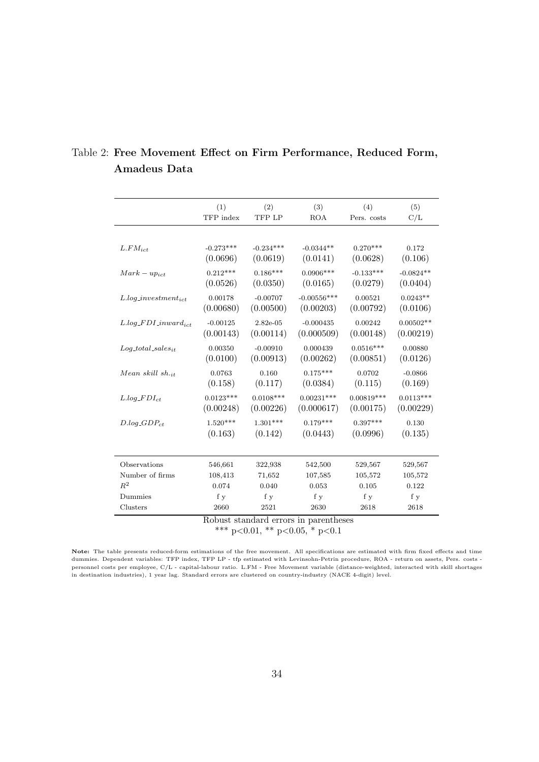Table 2: **Free Movement Effect on Firm Performance, Reduced Form, Amadeus Data**

| | (1) | (2) | (3) | (4) | (5) |
|---|---|---|---|---|---|
| | TFP index | TFP LP | ROA | Pers. costs | C/L |
| $L.FM_{ict}$ | -0.273*** | -0.234*** | -0.0344** | 0.270*** | 0.172 |
| | (0.0696) | (0.0619) | (0.0141) | (0.0628) | (0.106) |
| $Mark-up_{ict}$ | 0.212*** | 0.186*** | 0.0906*** | -0.133*** | -0.0824** |
| | (0.0526) | (0.0350) | (0.0165) | (0.0279) | (0.0404) |
| $L.log\_investment_{ict}$ | 0.00178 | -0.00707 | -0.00556*** | 0.00521 | 0.0243** |
| | (0.00680) | (0.00500) | (0.00203) | (0.00792) | (0.0106) |
| $L.log\_FDI\_inward_{ict}$ | -0.00125 | 2.82e-05 | -0.000435 | 0.00242 | 0.00502** |
| | (0.00143) | (0.00114) | (0.000509) | (0.00148) | (0.00219) |
| $Log\_total\_sales_{it}$ | 0.00350 | -0.00910 | 0.000439 | 0.0516*** | 0.00880 |
| | (0.0100) | (0.00913) | (0.00262) | (0.00851) | (0.0126) |
| $Mean\ skill\ sh._{it}$ | 0.0763 | 0.160 | 0.175*** | 0.0702 | -0.0866 |
| | (0.158) | (0.117) | (0.0384) | (0.115) | (0.169) |
| $L.log\_FDI_{ct}$ | 0.0123*** | 0.0108*** | 0.00231*** | 0.00819*** | 0.0113*** |
| | (0.00248) | (0.00226) | (0.000617) | (0.00175) | (0.00229) |
| $D.log\_GDP_{ct}$ | 1.520*** | 1.301*** | 0.179*** | 0.397*** | 0.130 |
| | (0.163) | (0.142) | (0.0443) | (0.0996) | (0.135) |
| Observations | 546,661 | 322,938 | 542,500 | 529,567 | 529,567 |
| Number of firms | 108,413 | 71,652 | 107,585 | 105,572 | 105,572 |
| $R^2$ | 0.074 | 0.040 | 0.053 | 0.105 | 0.122 |
| Dummies | f y | f y | f y | f y | f y |
| Clusters | 2660 | 2521 | 2630 | 2618 | 2618 |

Robust standard errors in parentheses

*** p<0.01, ** p<0.05, * p<0.1

**Note:** The table presents reduced-form estimations of the free movement. All specifications are estimated with firm fixed effects and time dummies. Dependent variables: TFP index, TFP LP - tfp estimated with Levinsohn-Petrin procedure, ROA - return on assets, Pers. costs - personnel costs per employee, C/L - capital-labour ratio. L.FM - Free Movement variable (distance-weighted, interacted with skill shortages in destination industries), 1 year lag. Standard errors are clustered on country-industry (NACE 4-digit) level.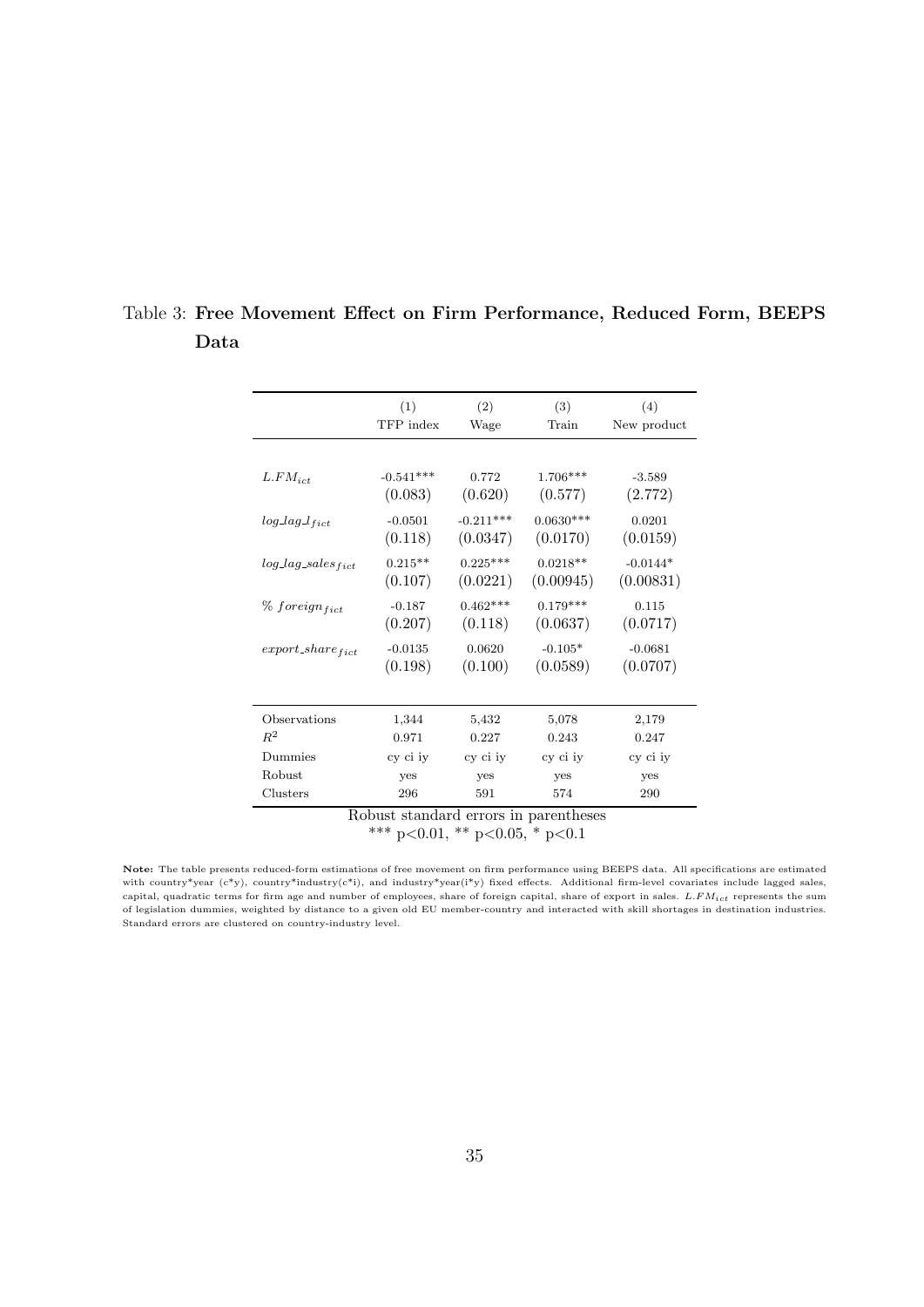Table 3: **Free Movement Effect on Firm Performance, Reduced Form, BEEPS Data**

| | (1) | (2) | (3) | (4) |
|---|---|---|---|---|
| | TFP index | Wage | Train | New product |
| $L.FM_{ict}$ | -0.541*** | 0.772 | 1.706*** | -3.589 |
| | (0.083) | (0.620) | (0.577) | (2.772) |
| $log\_lag\_l_{fict}$ | -0.0501 | -0.211*** | 0.0630*** | 0.0201 |
| | (0.118) | (0.0347) | (0.0170) | (0.0159) |
| $log\_lag\_sales_{fict}$ | 0.215** | 0.225*** | 0.0218** | -0.0144* |
| | (0.107) | (0.0221) | (0.00945) | (0.00831) |
| $\%\ foreign_{fict}$ | -0.187 | 0.462*** | 0.179*** | 0.115 |
| | (0.207) | (0.118) | (0.0637) | (0.0717) |
| $export\_share_{fict}$ | -0.0135 | 0.0620 | -0.105* | -0.0681 |
| | (0.198) | (0.100) | (0.0589) | (0.0707) |
| Observations | 1,344 | 5,432 | 5,078 | 2,179 |
| $R^2$ | 0.971 | 0.227 | 0.243 | 0.247 |
| Dummies | cy ci iy | cy ci iy | cy ci iy | cy ci iy |
| Robust | yes | yes | yes | yes |
| Clusters | 296 | 591 | 574 | 290 |

Robust standard errors in parentheses

*** p<0.01, ** p<0.05, * p<0.1

**Note:** The table presents reduced-form estimations of free movement on firm performance using BEEPS data. All specifications are estimated with country*year (c*y), country*industry(c*i), and industry*year(i*y) fixed effects. Additional firm-level covariates include lagged sales, capital, quadratic terms for firm age and number of employees, share of foreign capital, share of export in sales. $L.FM_{ict}$ represents the sum of legislation dummies, weighted by distance to a given old EU member-country and interacted with skill shortages in destination industries. Standard errors are clustered on country-industry level.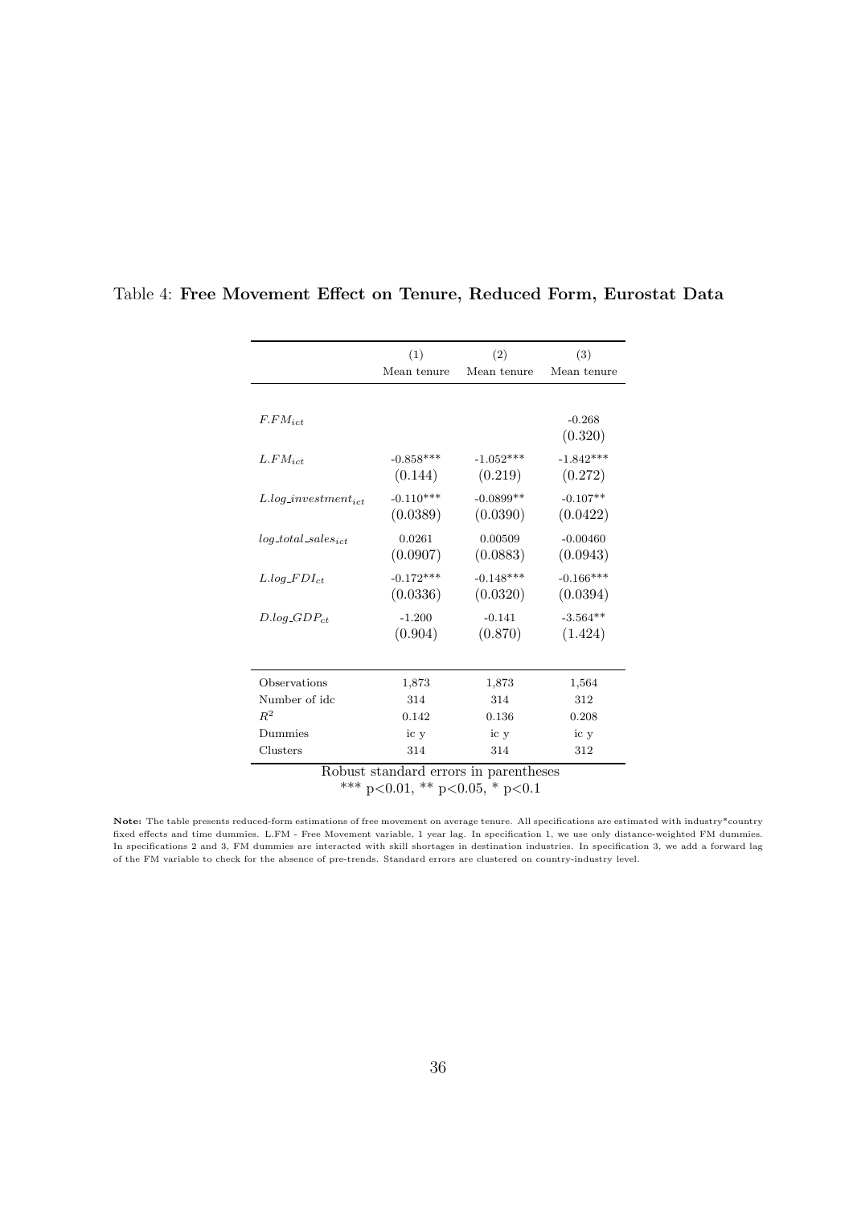Table 4: **Free Movement Effect on Tenure, Reduced Form, Eurostat Data**

| | (1) | (2) | (3) |
|---|---|---|---|
| | Mean tenure | Mean tenure | Mean tenure |
| $F.FM_{ict}$ | | | -0.268 |
| | | | (0.320) |
| $L.FM_{ict}$ | -0.858*** | -1.052*** | -1.842*** |
| | (0.144) | (0.219) | (0.272) |
| $L.log\_investment_{ict}$ | -0.110*** | -0.0899** | -0.107** |
| | (0.0389) | (0.0390) | (0.0422) |
| $log\_total\_sales_{ict}$ | 0.0261 | 0.00509 | -0.00460 |
| | (0.0907) | (0.0883) | (0.0943) |
| $L.log\_FDI_{ct}$ | -0.172*** | -0.148*** | -0.166*** |
| | (0.0336) | (0.0320) | (0.0394) |
| $D.log\_GDP_{ct}$ | -1.200 | -0.141 | -3.564** |
| | (0.904) | (0.870) | (1.424) |
| Observations | 1,873 | 1,873 | 1,564 |
| Number of idc | 314 | 314 | 312 |
| $R^2$ | 0.142 | 0.136 | 0.208 |
| Dummies | ic y | ic y | ic y |
| Clusters | 314 | 314 | 312 |

Robust standard errors in parentheses
*** p<0.01, ** p<0.05, * p<0.1

**Note:** The table presents reduced-form estimations of free movement on average tenure. All specifications are estimated with industry*country fixed effects and time dummies. L.FM - Free Movement variable, 1 year lag. In specification 1, we use only distance-weighted FM dummies. In specifications 2 and 3, FM dummies are interacted with skill shortages in destination industries. In specification 3, we add a forward lag of the FM variable to check for the absence of pre-trends. Standard errors are clustered on country-industry level.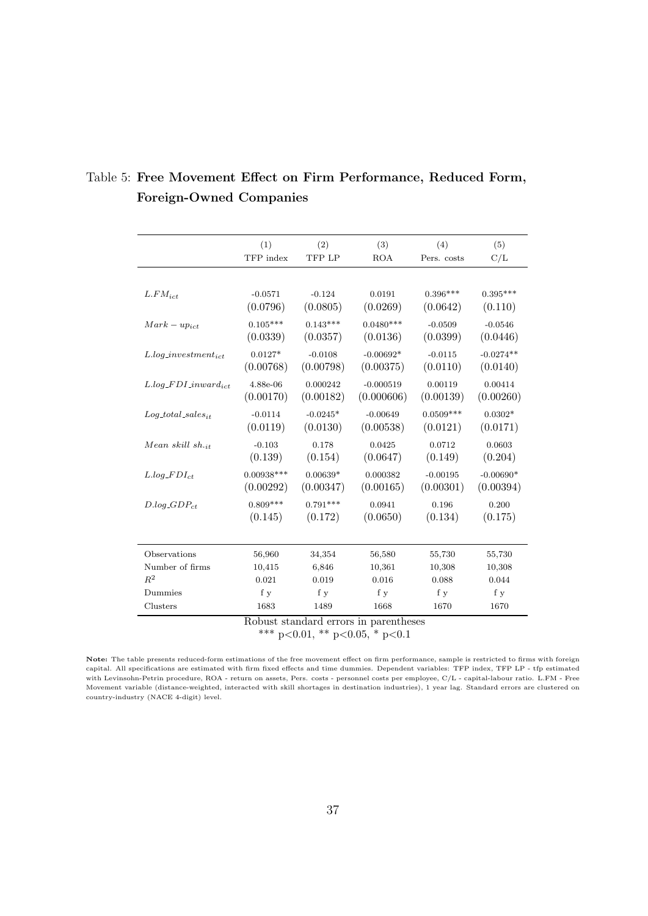Table 5: **Free Movement Effect on Firm Performance, Reduced Form, Foreign-Owned Companies**

| | (1) | (2) | (3) | (4) | (5) |
|---|---|---|---|---|---|
| | TFP index | TFP LP | ROA | Pers. costs | C/L |
| $L.FM_{ict}$ | -0.0571 | -0.124 | 0.0191 | 0.396*** | 0.395*** |
| | (0.0796) | (0.0805) | (0.0269) | (0.0642) | (0.110) |
| $Mark-up_{ict}$ | 0.105*** | 0.143*** | 0.0480*** | -0.0509 | -0.0546 |
| | (0.0339) | (0.0357) | (0.0136) | (0.0399) | (0.0446) |
| $L.log\_investment_{ict}$ | 0.0127* | -0.0108 | -0.00692* | -0.0115 | -0.0274** |
| | (0.00768) | (0.00798) | (0.00375) | (0.0110) | (0.0140) |
| $L.log\_FDI\_inward_{ict}$ | 4.88e-06 | 0.000242 | -0.000519 | 0.00119 | 0.00414 |
| | (0.00170) | (0.00182) | (0.000606) | (0.00139) | (0.00260) |
| $Log\_total\_sales_{it}$ | -0.0114 | -0.0245* | -0.00649 | 0.0509*** | 0.0302* |
| | (0.0119) | (0.0130) | (0.00538) | (0.0121) | (0.0171) |
| $Mean\ skill\ sh._{it}$ | -0.103 | 0.178 | 0.0425 | 0.0712 | 0.0603 |
| | (0.139) | (0.154) | (0.0647) | (0.149) | (0.204) |
| $L.log\_FDI_{ct}$ | 0.00938*** | 0.00639* | 0.000382 | -0.00195 | -0.00690* |
| | (0.00292) | (0.00347) | (0.00165) | (0.00301) | (0.00394) |
| $D.log\_GDP_{ct}$ | 0.809*** | 0.791*** | 0.0941 | 0.196 | 0.200 |
| | (0.145) | (0.172) | (0.0650) | (0.134) | (0.175) |
| Observations | 56,960 | 34,354 | 56,580 | 55,730 | 55,730 |
| Number of firms | 10,415 | 6,846 | 10,361 | 10,308 | 10,308 |
| $R^2$ | 0.021 | 0.019 | 0.016 | 0.088 | 0.044 |
| Dummies | f y | f y | f y | f y | f y |
| Clusters | 1683 | 1489 | 1668 | 1670 | 1670 |

Robust standard errors in parentheses

*** p<0.01, ** p<0.05, * p<0.1

**Note:** The table presents reduced-form estimations of the free movement effect on firm performance, sample is restricted to firms with foreign capital. All specifications are estimated with firm fixed effects and time dummies. Dependent variables: TFP index, TFP LP - tfp estimated with Levinsohn-Petrin procedure, ROA - return on assets, Pers. costs - personnel costs per employee, C/L - capital-labour ratio. L.FM - Free Movement variable (distance-weighted, interacted with skill shortages in destination industries), 1 year lag. Standard errors are clustered on country-industry (NACE 4-digit) level.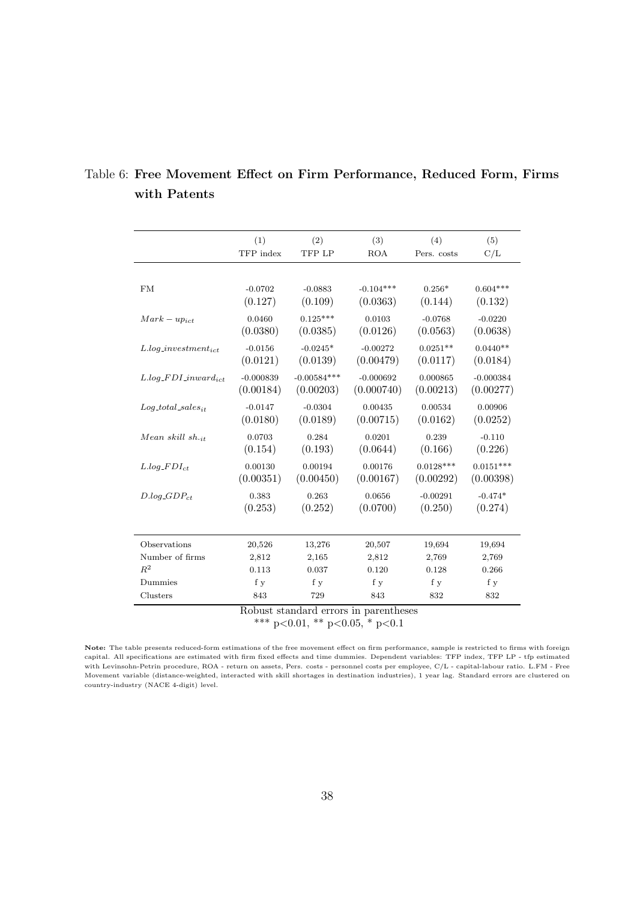Table 6: **Free Movement Effect on Firm Performance, Reduced Form, Firms with Patents**

| | (1) | (2) | (3) | (4) | (5) |
|---|---|---|---|---|---|
| | TFP index | TFP LP | ROA | Pers. costs | C/L |
| FM | -0.0702 | -0.0883 | -0.104*** | 0.256* | 0.604*** |
| | (0.127) | (0.109) | (0.0363) | (0.144) | (0.132) |
| $Mark-up_{ict}$ | 0.0460 | 0.125*** | 0.0103 | -0.0768 | -0.0220 |
| | (0.0380) | (0.0385) | (0.0126) | (0.0563) | (0.0638) |
| $L.log\_investment_{ict}$ | -0.0156 | -0.0245* | -0.00272 | 0.0251** | 0.0440** |
| | (0.0121) | (0.0139) | (0.00479) | (0.0117) | (0.0184) |
| $L.log\_FDI\_inward_{ict}$ | -0.000839 | -0.00584*** | -0.000692 | 0.000865 | -0.000384 |
| | (0.00184) | (0.00203) | (0.000740) | (0.00213) | (0.00277) |
| $Log\_total\_sales_{it}$ | -0.0147 | -0.0304 | 0.00435 | 0.00534 | 0.00906 |
| | (0.0180) | (0.0189) | (0.00715) | (0.0162) | (0.0252) |
| $Mean\ skill\ sh._{it}$ | 0.0703 | 0.284 | 0.0201 | 0.239 | -0.110 |
| | (0.154) | (0.193) | (0.0644) | (0.166) | (0.226) |
| $L.log\_FDI_{ct}$ | 0.00130 | 0.00194 | 0.00176 | 0.0128*** | 0.0151*** |
| | (0.00351) | (0.00450) | (0.00167) | (0.00292) | (0.00398) |
| $D.log\_GDP_{ct}$ | 0.383 | 0.263 | 0.0656 | -0.00291 | -0.474* |
| | (0.253) | (0.252) | (0.0700) | (0.250) | (0.274) |
| Observations | 20,526 | 13,276 | 20,507 | 19,694 | 19,694 |
| Number of firms | 2,812 | 2,165 | 2,812 | 2,769 | 2,769 |
| $R^2$ | 0.113 | 0.037 | 0.120 | 0.128 | 0.266 |
| Dummies | f y | f y | f y | f y | f y |
| Clusters | 843 | 729 | 843 | 832 | 832 |

Robust standard errors in parentheses
*** p<0.01, ** p<0.05, * p<0.1

**Note:** The table presents reduced-form estimations of the free movement effect on firm performance, sample is restricted to firms with foreign capital. All specifications are estimated with firm fixed effects and time dummies. Dependent variables: TFP index, TFP LP - tfp estimated with Levinsohn-Petrin procedure, ROA - return on assets, Pers. costs - personnel costs per employee, C/L - capital-labour ratio. L.FM - Free Movement variable (distance-weighted, interacted with skill shortages in destination industries), 1 year lag. Standard errors are clustered on country-industry (NACE 4-digit) level.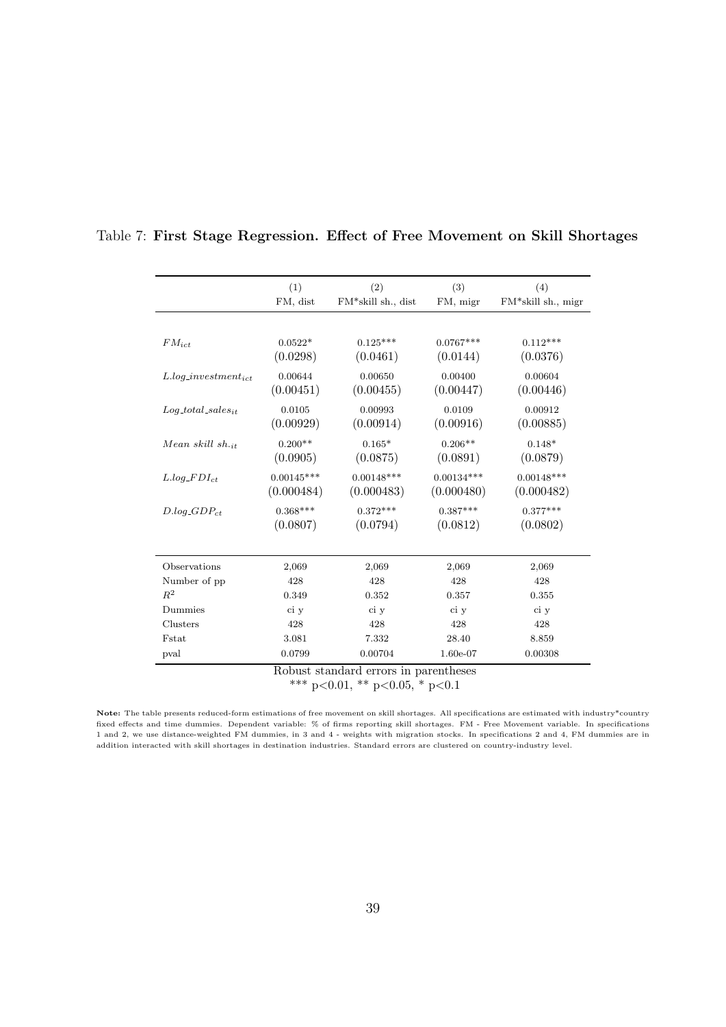Table 7: **First Stage Regression. Effect of Free Movement on Skill Shortages**

| | (1) | (2) | (3) | (4) |
|---|---|---|---|---|
| | FM, dist | FM*skill sh., dist | FM, migr | FM*skill sh., migr |
| $FM_{ict}$ | 0.0522* | 0.125*** | 0.0767*** | 0.112*** |
| | (0.0298) | (0.0461) | (0.0144) | (0.0376) |
| $L.log\_investment_{ict}$ | 0.00644 | 0.00650 | 0.00400 | 0.00604 |
| | (0.00451) | (0.00455) | (0.00447) | (0.00446) |
| $Log\_total\_sales_{it}$ | 0.0105 | 0.00993 | 0.0109 | 0.00912 |
| | (0.00929) | (0.00914) | (0.00916) | (0.00885) |
| $Mean\ skill\ sh._{it}$ | 0.200** | 0.165* | 0.206** | 0.148* |
| | (0.0905) | (0.0875) | (0.0891) | (0.0879) |
| $L.log\_FDI_{ct}$ | 0.00145*** | 0.00148*** | 0.00134*** | 0.00148*** |
| | (0.000484) | (0.000483) | (0.000480) | (0.000482) |
| $D.log\_GDP_{ct}$ | 0.368*** | 0.372*** | 0.387*** | 0.377*** |
| | (0.0807) | (0.0794) | (0.0812) | (0.0802) |
| Observations | 2,069 | 2,069 | 2,069 | 2,069 |
| Number of pp | 428 | 428 | 428 | 428 |
| $R^2$ | 0.349 | 0.352 | 0.357 | 0.355 |
| Dummies | ci y | ci y | ci y | ci y |
| Clusters | 428 | 428 | 428 | 428 |
| Fstat | 3.081 | 7.332 | 28.40 | 8.859 |
| pval | 0.0799 | 0.00704 | 1.60e-07 | 0.00308 |

Robust standard errors in parentheses
*** p<0.01, ** p<0.05, * p<0.1

**Note:** The table presents reduced-form estimations of free movement on skill shortages. All specifications are estimated with industry*country fixed effects and time dummies. Dependent variable: % of firms reporting skill shortages. FM - Free Movement variable. In specifications 1 and 2, we use distance-weighted FM dummies, in 3 and 4 - weights with migration stocks. In specifications 2 and 4, FM dummies are in addition interacted with skill shortages in destination industries. Standard errors are clustered on country-industry level.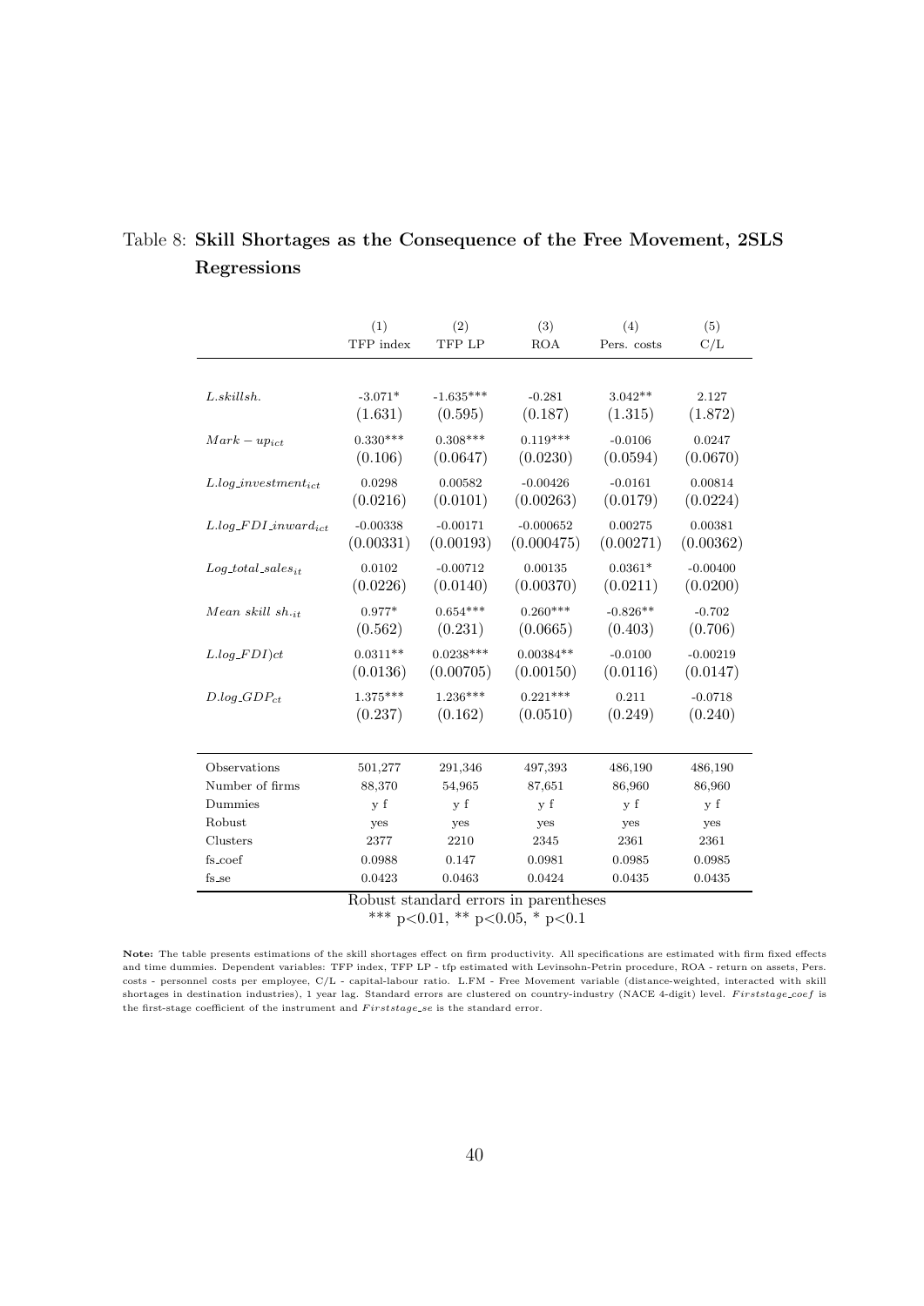Table 8: **Skill Shortages as the Consequence of the Free Movement, 2SLS Regressions**

| | (1) | (2) | (3) | (4) | (5) |
|---|---|---|---|---|---|
| | TFP index | TFP LP | ROA | Pers. costs | C/L |
| $L.skillsh.$ | -3.071* | -1.635*** | -0.281 | 3.042** | 2.127 |
| | (1.631) | (0.595) | (0.187) | (1.315) | (1.872) |
| $Mark-up_{ict}$ | 0.330*** | 0.308*** | 0.119*** | -0.0106 | 0.0247 |
| | (0.106) | (0.0647) | (0.0230) | (0.0594) | (0.0670) |
| $L.log\_investment_{ict}$ | 0.0298 | 0.00582 | -0.00426 | -0.0161 | 0.00814 |
| | (0.0216) | (0.0101) | (0.00263) | (0.0179) | (0.0224) |
| $L.log\_FDI\_inward_{ict}$ | -0.00338 | -0.00171 | -0.000652 | 0.00275 | 0.00381 |
| | (0.00331) | (0.00193) | (0.000475) | (0.00271) | (0.00362) |
| $Log\_total\_sales_{it}$ | 0.0102 | -0.00712 | 0.00135 | 0.0361* | -0.00400 |
| | (0.0226) | (0.0140) | (0.00370) | (0.0211) | (0.0200) |
| $Mean\ skill\ sh._{it}$ | 0.977* | 0.654*** | 0.260*** | -0.826** | -0.702 |
| | (0.562) | (0.231) | (0.0665) | (0.403) | (0.706) |
| $L.log\_FDI)ct$ | 0.0311** | 0.0238*** | 0.00384** | -0.0100 | -0.00219 |
| | (0.0136) | (0.00705) | (0.00150) | (0.0116) | (0.0147) |
| $D.log\_GDP_{ct}$ | 1.375*** | 1.236*** | 0.221*** | 0.211 | -0.0718 |
| | (0.237) | (0.162) | (0.0510) | (0.249) | (0.240) |
| Observations | 501,277 | 291,346 | 497,393 | 486,190 | 486,190 |
| Number of firms | 88,370 | 54,965 | 87,651 | 86,960 | 86,960 |
| Dummies | y f | y f | y f | y f | y f |
| Robust | yes | yes | yes | yes | yes |
| Clusters | 2377 | 2210 | 2345 | 2361 | 2361 |
| fs_coef | 0.0988 | 0.147 | 0.0981 | 0.0985 | 0.0985 |
| fs_se | 0.0423 | 0.0463 | 0.0424 | 0.0435 | 0.0435 |

Robust standard errors in parentheses
*** p<0.01, ** p<0.05, * p<0.1

**Note:** The table presents estimations of the skill shortages effect on firm productivity. All specifications are estimated with firm fixed effects and time dummies. Dependent variables: TFP index, TFP LP - tfp estimated with Levinsohn-Petrin procedure, ROA - return on assets, Pers. costs - personnel costs per employee, C/L - capital-labour ratio. L.FM - Free Movement variable (distance-weighted, interacted with skill shortages in destination industries), 1 year lag. Standard errors are clustered on country-industry (NACE 4-digit) level. *Firststage_coef* is the first-stage coefficient of the instrument and *Firststage_se* is the standard error.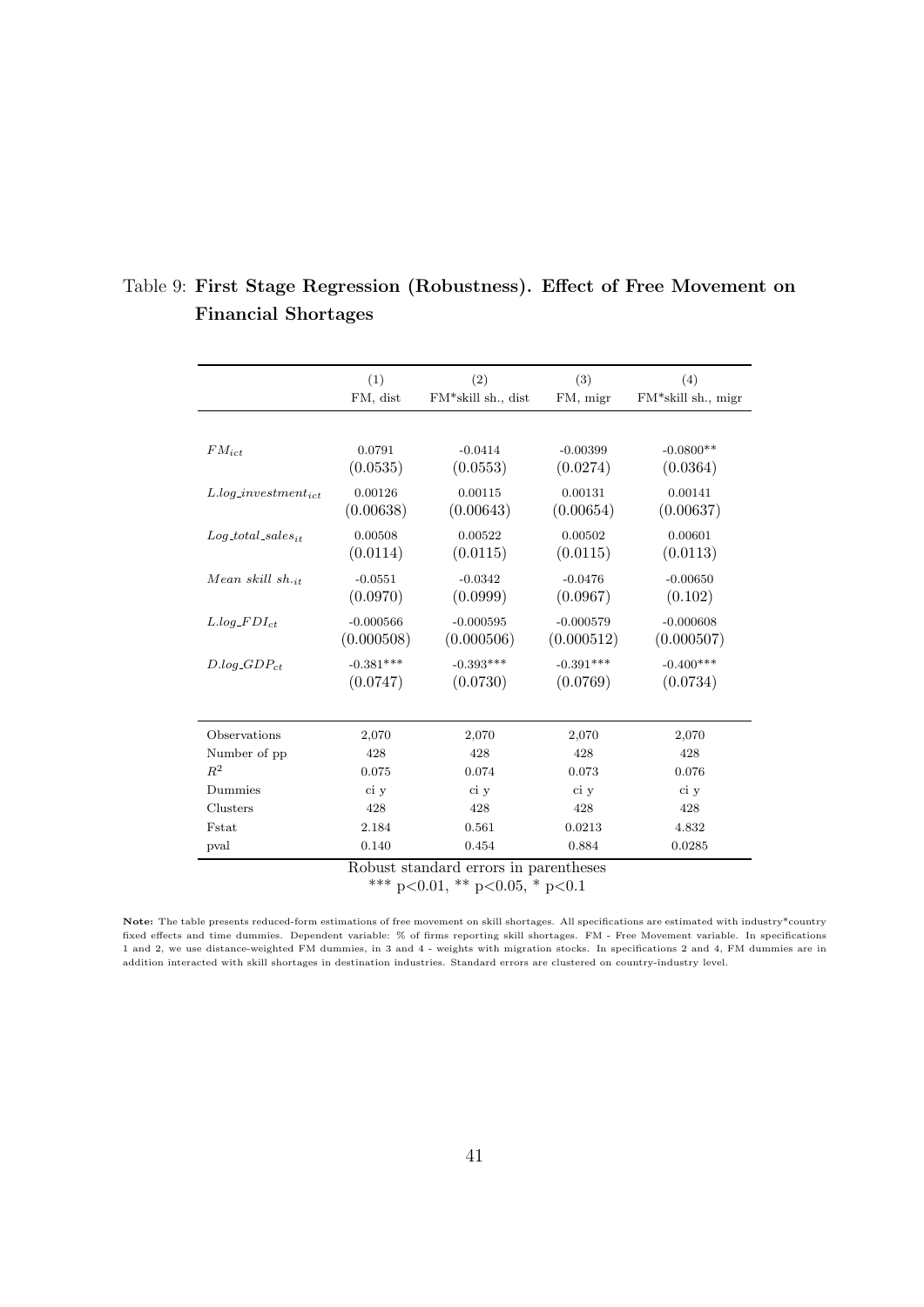Table 9: **First Stage Regression (Robustness). Effect of Free Movement on Financial Shortages**

| | (1) | (2) | (3) | (4) |
|---|---|---|---|---|
| | FM, dist | FM*skill sh., dist | FM, migr | FM*skill sh., migr |
| $FM_{ict}$ | 0.0791 | -0.0414 | -0.00399 | -0.0800** |
| | (0.0535) | (0.0553) | (0.0274) | (0.0364) |
| $L.log\_investment_{ict}$ | 0.00126 | 0.00115 | 0.00131 | 0.00141 |
| | (0.00638) | (0.00643) | (0.00654) | (0.00637) |
| $Log\_total\_sales_{it}$ | 0.00508 | 0.00522 | 0.00502 | 0.00601 |
| | (0.0114) | (0.0115) | (0.0115) | (0.0113) |
| $Mean\ skill\ sh._{it}$ | -0.0551 | -0.0342 | -0.0476 | -0.00650 |
| | (0.0970) | (0.0999) | (0.0967) | (0.102) |
| $L.log\_FDI_{ct}$ | -0.000566 | -0.000595 | -0.000579 | -0.000608 |
| | (0.000508) | (0.000506) | (0.000512) | (0.000507) |
| $D.log\_GDP_{ct}$ | -0.381*** | -0.393*** | -0.391*** | -0.400*** |
| | (0.0747) | (0.0730) | (0.0769) | (0.0734) |
| Observations | 2,070 | 2,070 | 2,070 | 2,070 |
| Number of pp | 428 | 428 | 428 | 428 |
| $R^2$ | 0.075 | 0.074 | 0.073 | 0.076 |
| Dummies | ci y | ci y | ci y | ci y |
| Clusters | 428 | 428 | 428 | 428 |
| Fstat | 2.184 | 0.561 | 0.0213 | 4.832 |
| pval | 0.140 | 0.454 | 0.884 | 0.0285 |

Robust standard errors in parentheses
*** $p<0.01$, ** $p<0.05$, * $p<0.1$

**Note:** The table presents reduced-form estimations of free movement on skill shortages. All specifications are estimated with industry*country fixed effects and time dummies. Dependent variable: % of firms reporting skill shortages. FM - Free Movement variable. In specifications 1 and 2, we use distance-weighted FM dummies, in 3 and 4 - weights with migration stocks. In specifications 2 and 4, FM dummies are in addition interacted with skill shortages in destination industries. Standard errors are clustered on country-industry level.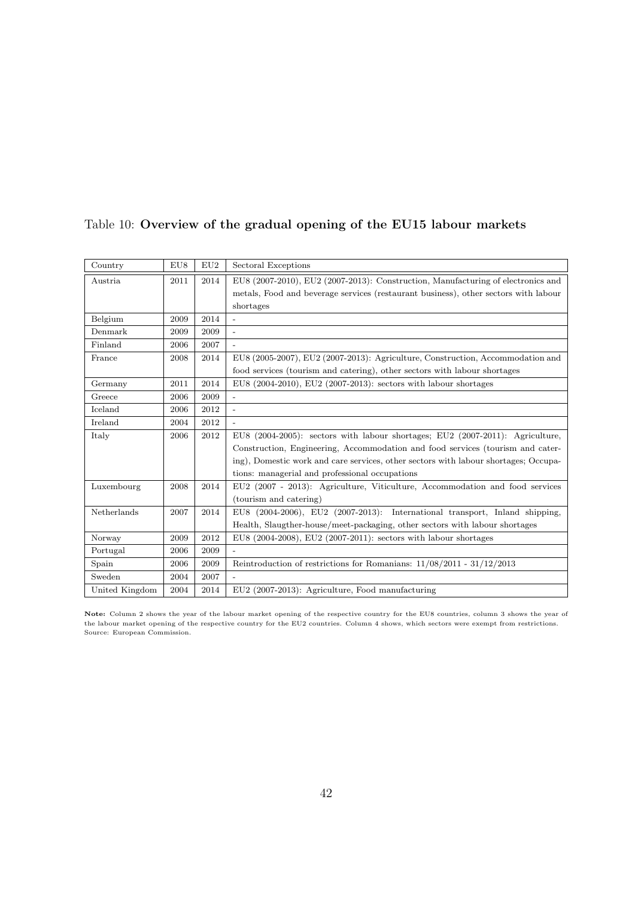Table 10: **Overview of the gradual opening of the EU15 labour markets**

| Country | EU8 | EU2 | Sectoral Exceptions |
|---|---|---|---|
| Austria | 2011 | 2014 | EU8 (2007-2010), EU2 (2007-2013): Construction, Manufacturing of electronics and metals, Food and beverage services (restaurant business), other sectors with labour shortages |
| Belgium | 2009 | 2014 | - |
| Denmark | 2009 | 2009 | - |
| Finland | 2006 | 2007 | - |
| France | 2008 | 2014 | EU8 (2005-2007), EU2 (2007-2013): Agriculture, Construction, Accommodation and food services (tourism and catering), other sectors with labour shortages |
| Germany | 2011 | 2014 | EU8 (2004-2010), EU2 (2007-2013): sectors with labour shortages |
| Greece | 2006 | 2009 | - |
| Iceland | 2006 | 2012 | - |
| Ireland | 2004 | 2012 | - |
| Italy | 2006 | 2012 | EU8 (2004-2005): sectors with labour shortages; EU2 (2007-2011): Agriculture, Construction, Engineering, Accommodation and food services (tourism and catering), Domestic work and care services, other sectors with labour shortages; Occupations: managerial and professional occupations |
| Luxembourg | 2008 | 2014 | EU2 (2007 - 2013): Agriculture, Viticulture, Accommodation and food services (tourism and catering) |
| Netherlands | 2007 | 2014 | EU8 (2004-2006), EU2 (2007-2013): International transport, Inland shipping, Health, Slaugther-house/meet-packaging, other sectors with labour shortages |
| Norway | 2009 | 2012 | EU8 (2004-2008), EU2 (2007-2011): sectors with labour shortages |
| Portugal | 2006 | 2009 | - |
| Spain | 2006 | 2009 | Reintroduction of restrictions for Romanians: 11/08/2011 - 31/12/2013 |
| Sweden | 2004 | 2007 | - |
| United Kingdom | 2004 | 2014 | EU2 (2007-2013): Agriculture, Food manufacturing |

**Note:** Column 2 shows the year of the labour market opening of the respective country for the EU8 countries, column 3 shows the year of the labour market opening of the respective country for the EU2 countries. Column 4 shows, which sectors were exempt from restrictions. Source: European Commission.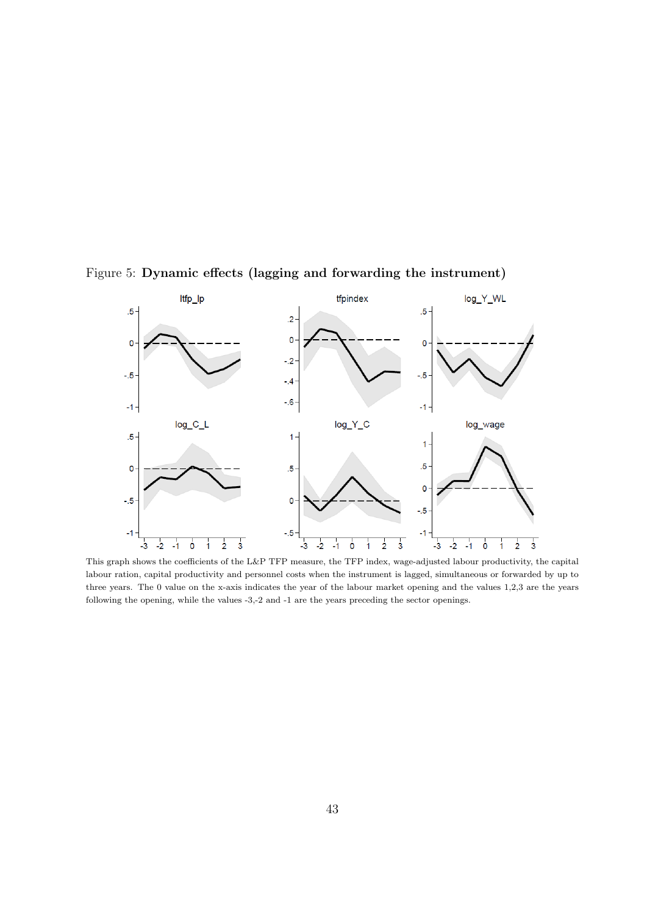Figure 5: **Dynamic effects (lagging and forwarding the instrument)**

This graph shows the coefficients of the L&P TFP measure, the TFP index, wage-adjusted labour productivity, the capital labour ration, capital productivity and personnel costs when the instrument is lagged, simultaneous or forwarded by up to three years. The 0 value on the x-axis indicates the year of the labour market opening and the values 1,2,3 are the years following the opening, while the values -3,-2 and -1 are the years preceding the sector openings.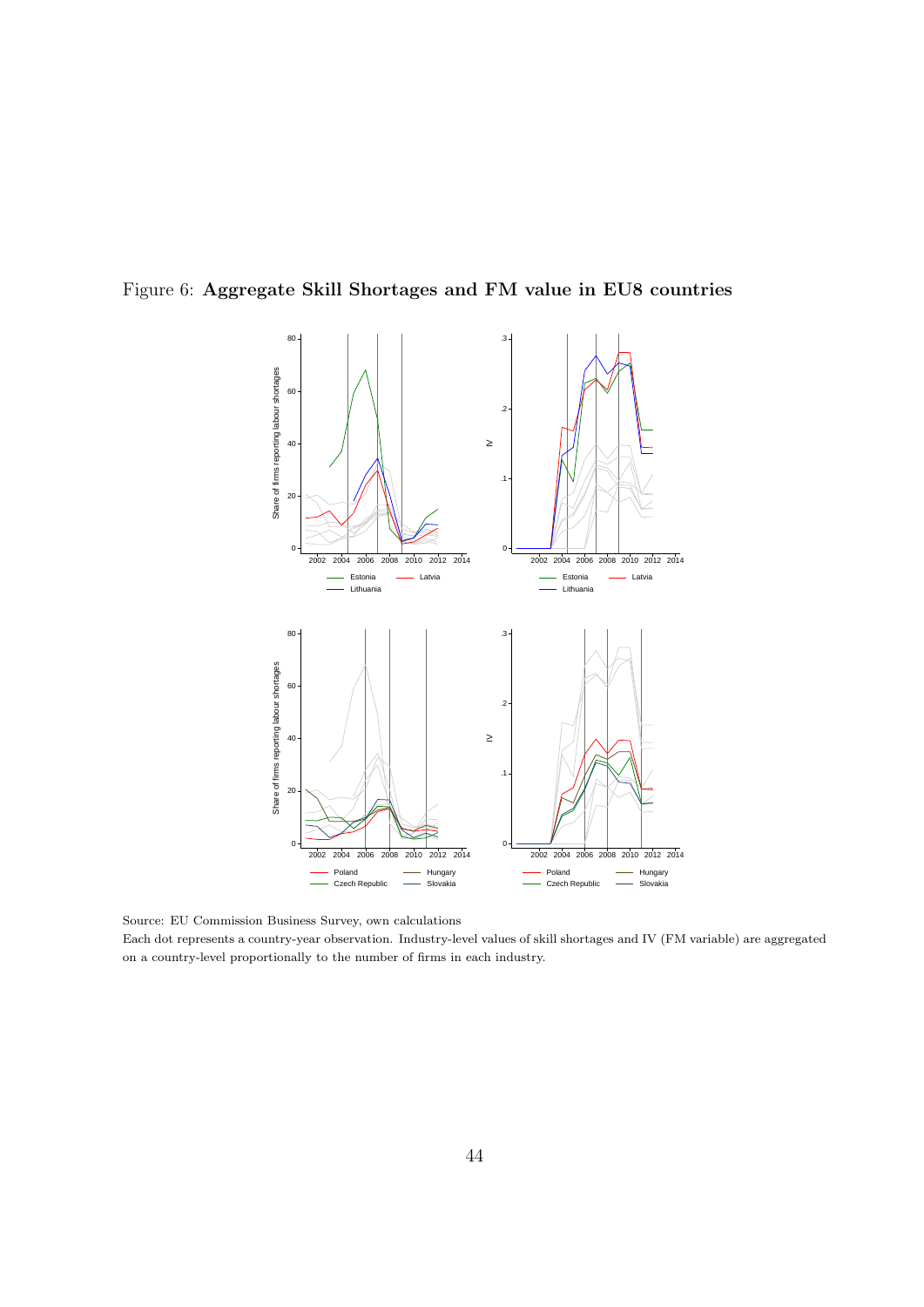Figure 6: **Aggregate Skill Shortages and FM value in EU8 countries**

Source: EU Commission Business Survey, own calculations

Each dot represents a country-year observation. Industry-level values of skill shortages and IV (FM variable) are aggregated on a country-level proportionally to the number of firms in each industry.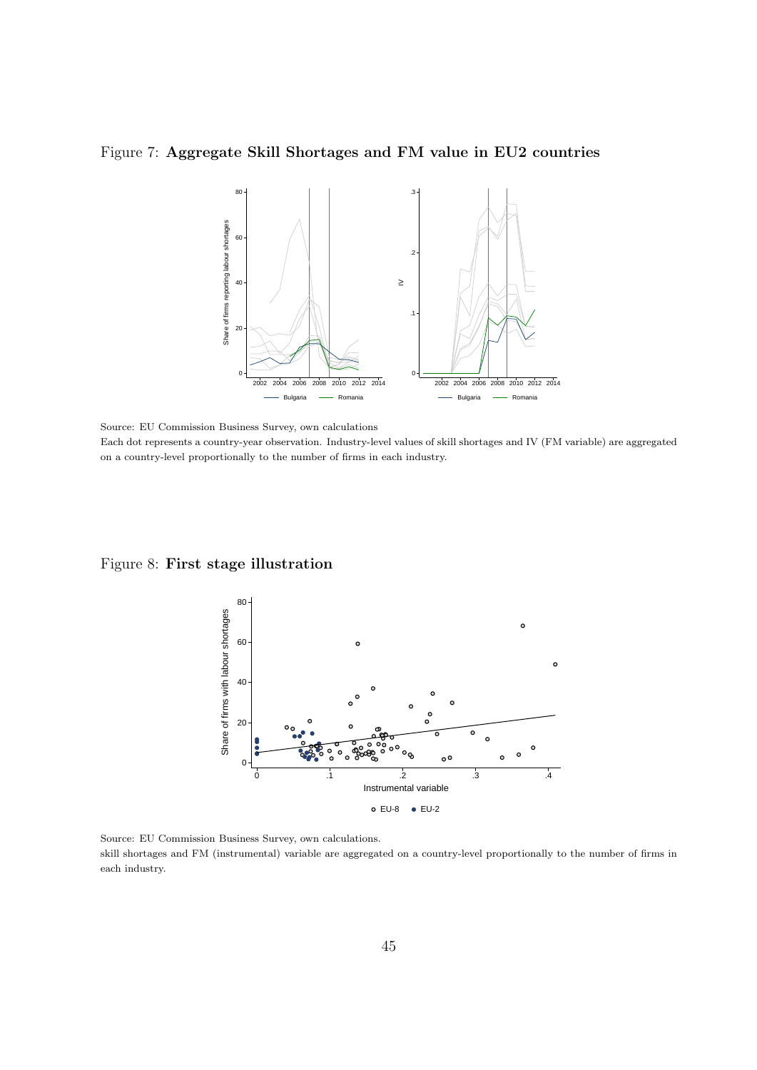Figure 7: **Aggregate Skill Shortages and FM value in EU2 countries**

Source: EU Commission Business Survey, own calculations

Each dot represents a country-year observation. Industry-level values of skill shortages and IV (FM variable) are aggregated on a country-level proportionally to the number of firms in each industry.

Figure 8: **First stage illustration**

Source: EU Commission Business Survey, own calculations.

skill shortages and FM (instrumental) variable are aggregated on a country-level proportionally to the number of firms in each industry.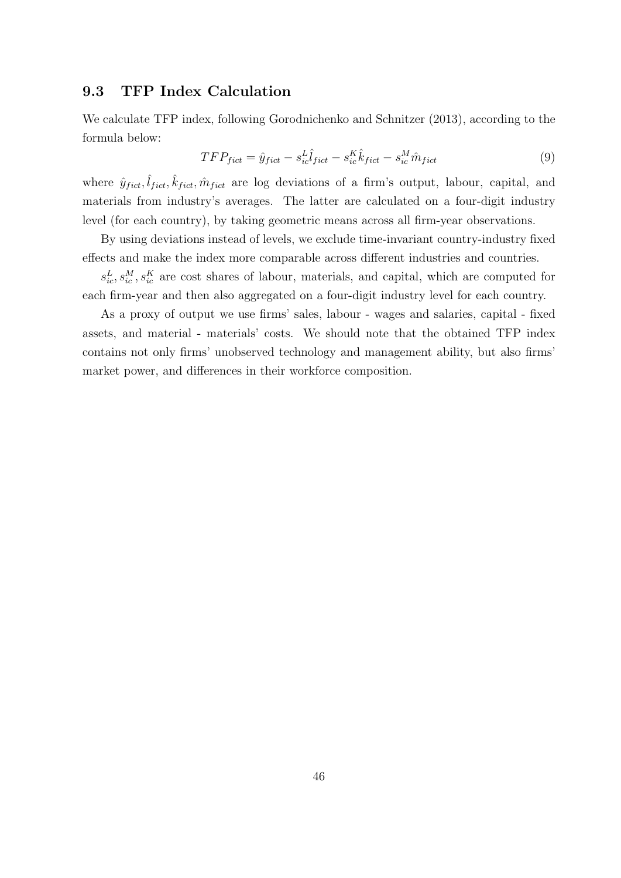### 9.3 TFP Index Calculation

We calculate TFP index, following Gorodnichenko and Schnitzer (2013), according to the formula below:

$$TFP_{fict} = \hat{y}_{fict} - s_{ic}^{L}\hat{l}_{fict} - s_{ic}^{K}\hat{k}_{fict} - s_{ic}^{M}\hat{m}_{fict} \tag{9}$$

where $\hat{y}_{fict}, \hat{l}_{fict}, \hat{k}_{fict}, \hat{m}_{fict}$ are log deviations of a firm's output, labour, capital, and materials from industry's averages. The latter are calculated on a four-digit industry level (for each country), by taking geometric means across all firm-year observations.

By using deviations instead of levels, we exclude time-invariant country-industry fixed effects and make the index more comparable across different industries and countries.

$s_{ic}^{L}, s_{ic}^{M}, s_{ic}^{K}$ are cost shares of labour, materials, and capital, which are computed for each firm-year and then also aggregated on a four-digit industry level for each country.

As a proxy of output we use firms' sales, labour - wages and salaries, capital - fixed assets, and material - materials' costs. We should note that the obtained TFP index contains not only firms' unobserved technology and management ability, but also firms' market power, and differences in their workforce composition.